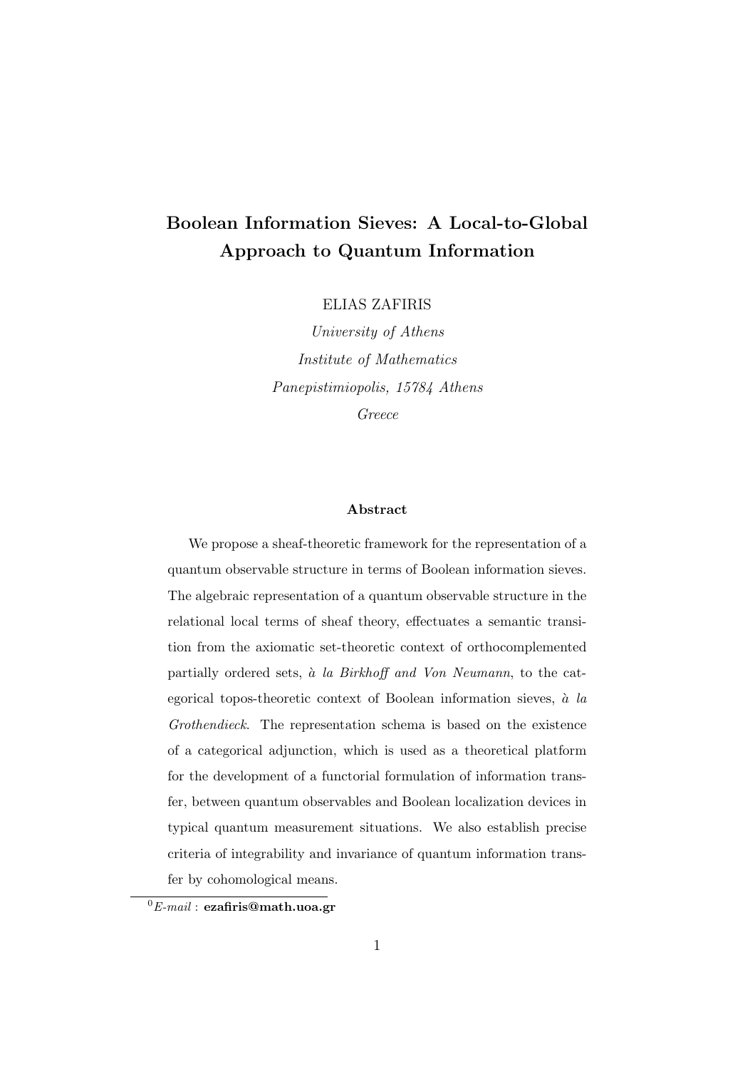# Boolean Information Sieves: A Local-to-Global Approach to Quantum Information

ELIAS ZAFIRIS

*University of Athens*

*Institute of Mathematics*

*Panepistimiopolis, 15784 Athens*

*Greece*

### Abstract

We propose a sheaf-theoretic framework for the representation of a quantum observable structure in terms of Boolean information sieves. The algebraic representation of a quantum observable structure in the relational local terms of sheaf theory, effectuates a semantic transition from the axiomatic set-theoretic context of orthocomplemented partially ordered sets, *à la Birkhoff and Von Neumann*, to the categorical topos-theoretic context of Boolean information sieves, *à la Grothendieck*. The representation schema is based on the existence of a categorical adjunction, which is used as a theoretical platform for the development of a functorial formulation of information transfer, between quantum observables and Boolean localization devices in typical quantum measurement situations. We also establish precise criteria of integrability and invariance of quantum information transfer by cohomological means.

---

[0] *E-mail* : **ezafiris@math.uoa.gr**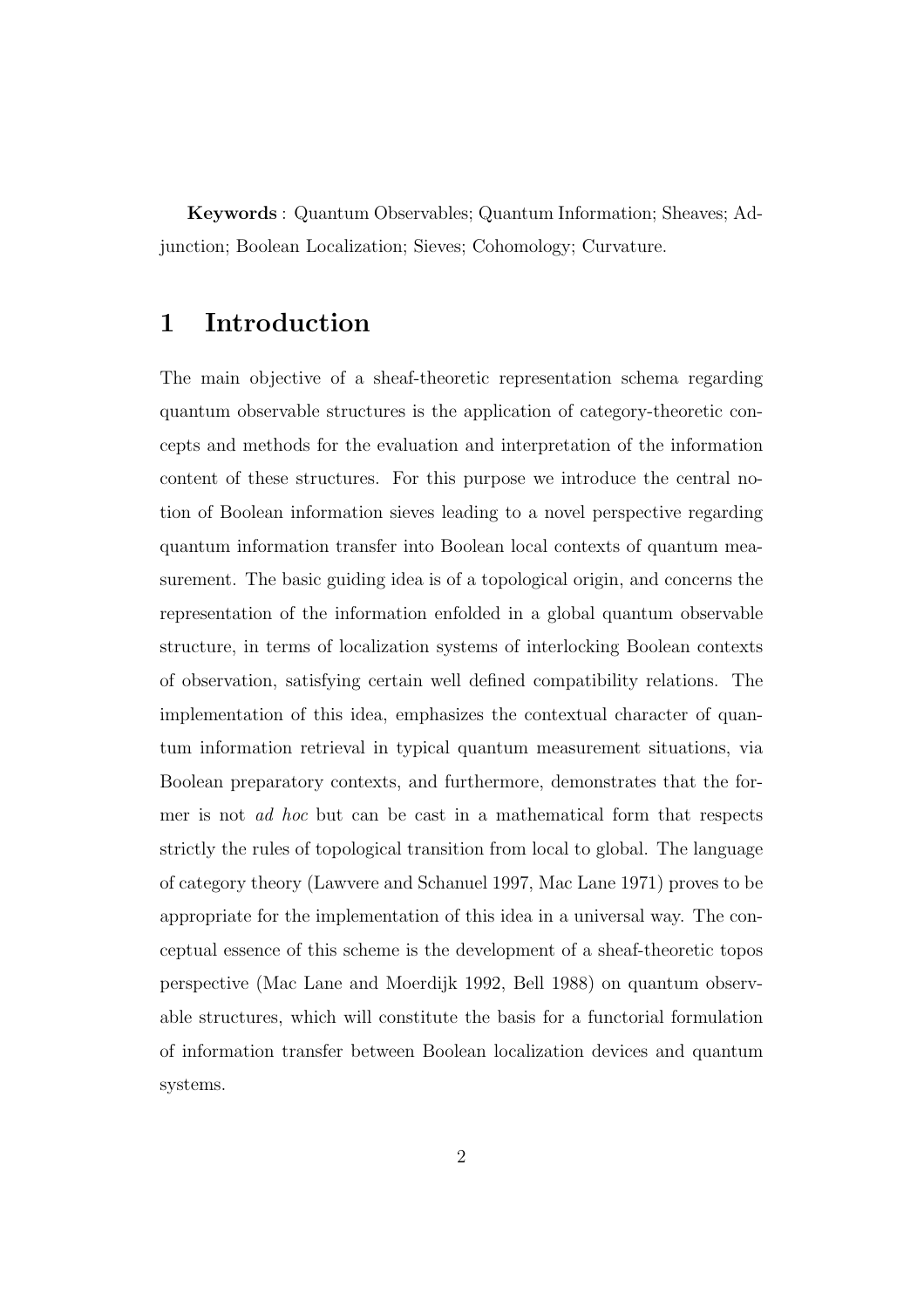**Keywords** : Quantum Observables; Quantum Information; Sheaves; Adjunction; Boolean Localization; Sieves; Cohomology; Curvature.

# 1 Introduction

The main objective of a sheaf-theoretic representation schema regarding quantum observable structures is the application of category-theoretic concepts and methods for the evaluation and interpretation of the information content of these structures. For this purpose we introduce the central notion of Boolean information sieves leading to a novel perspective regarding quantum information transfer into Boolean local contexts of quantum measurement. The basic guiding idea is of a topological origin, and concerns the representation of the information enfolded in a global quantum observable structure, in terms of localization systems of interlocking Boolean contexts of observation, satisfying certain well defined compatibility relations. The implementation of this idea, emphasizes the contextual character of quantum information retrieval in typical quantum measurement situations, via Boolean preparatory contexts, and furthermore, demonstrates that the former is not *ad hoc* but can be cast in a mathematical form that respects strictly the rules of topological transition from local to global. The language of category theory (Lawvere and Schanuel 1997, Mac Lane 1971) proves to be appropriate for the implementation of this idea in a universal way. The conceptual essence of this scheme is the development of a sheaf-theoretic topos perspective (Mac Lane and Moerdijk 1992, Bell 1988) on quantum observable structures, which will constitute the basis for a functorial formulation of information transfer between Boolean localization devices and quantum systems.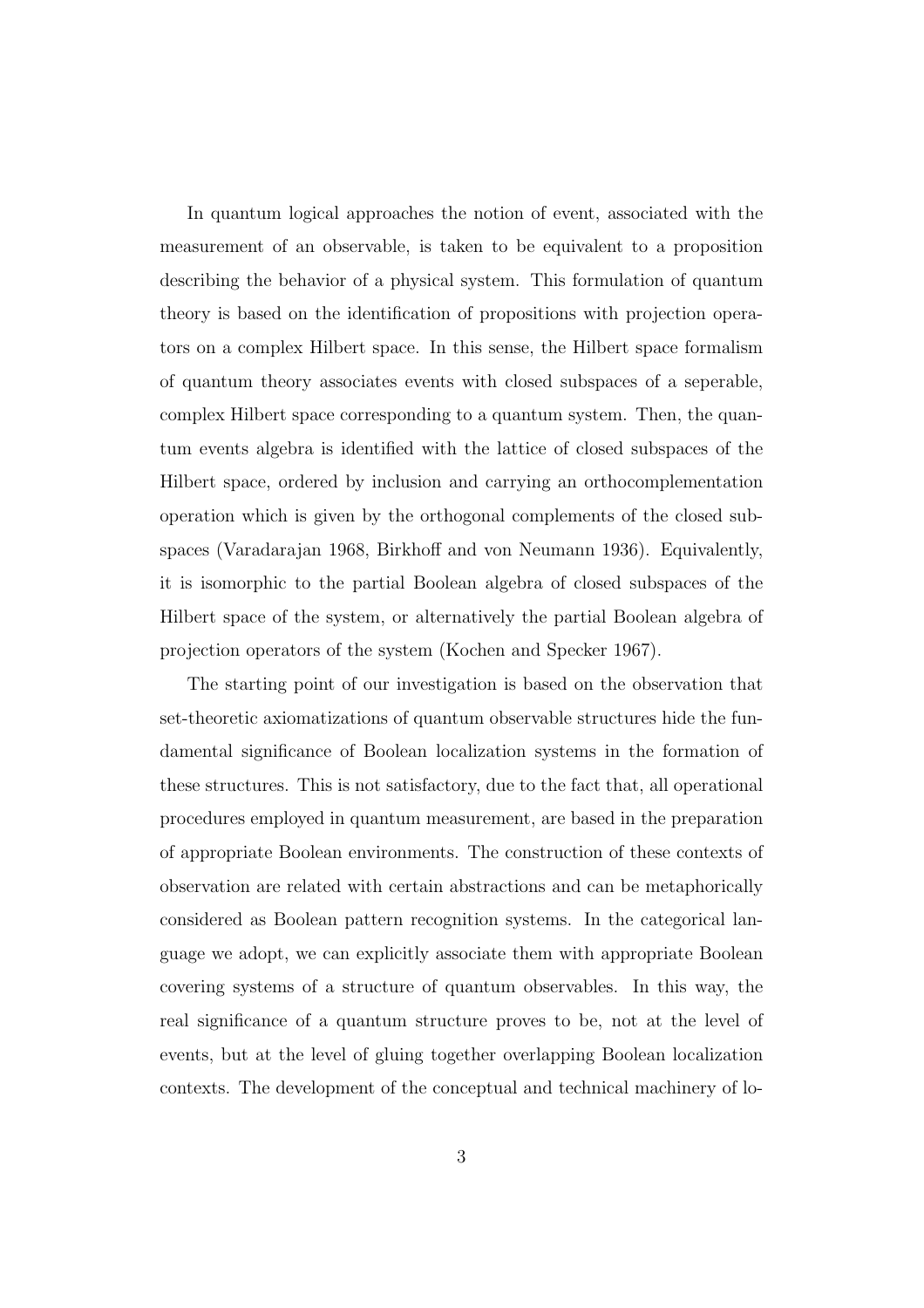In quantum logical approaches the notion of event, associated with the measurement of an observable, is taken to be equivalent to a proposition describing the behavior of a physical system. This formulation of quantum theory is based on the identification of propositions with projection operators on a complex Hilbert space. In this sense, the Hilbert space formalism of quantum theory associates events with closed subspaces of a seperable, complex Hilbert space corresponding to a quantum system. Then, the quantum events algebra is identified with the lattice of closed subspaces of the Hilbert space, ordered by inclusion and carrying an orthocomplementation operation which is given by the orthogonal complements of the closed subspaces (Varadarajan 1968, Birkhoff and von Neumann 1936). Equivalently, it is isomorphic to the partial Boolean algebra of closed subspaces of the Hilbert space of the system, or alternatively the partial Boolean algebra of projection operators of the system (Kochen and Specker 1967).

The starting point of our investigation is based on the observation that set-theoretic axiomatizations of quantum observable structures hide the fundamental significance of Boolean localization systems in the formation of these structures. This is not satisfactory, due to the fact that, all operational procedures employed in quantum measurement, are based in the preparation of appropriate Boolean environments. The construction of these contexts of observation are related with certain abstractions and can be metaphorically considered as Boolean pattern recognition systems. In the categorical language we adopt, we can explicitly associate them with appropriate Boolean covering systems of a structure of quantum observables. In this way, the real significance of a quantum structure proves to be, not at the level of events, but at the level of gluing together overlapping Boolean localization contexts. The development of the conceptual and technical machinery of lo-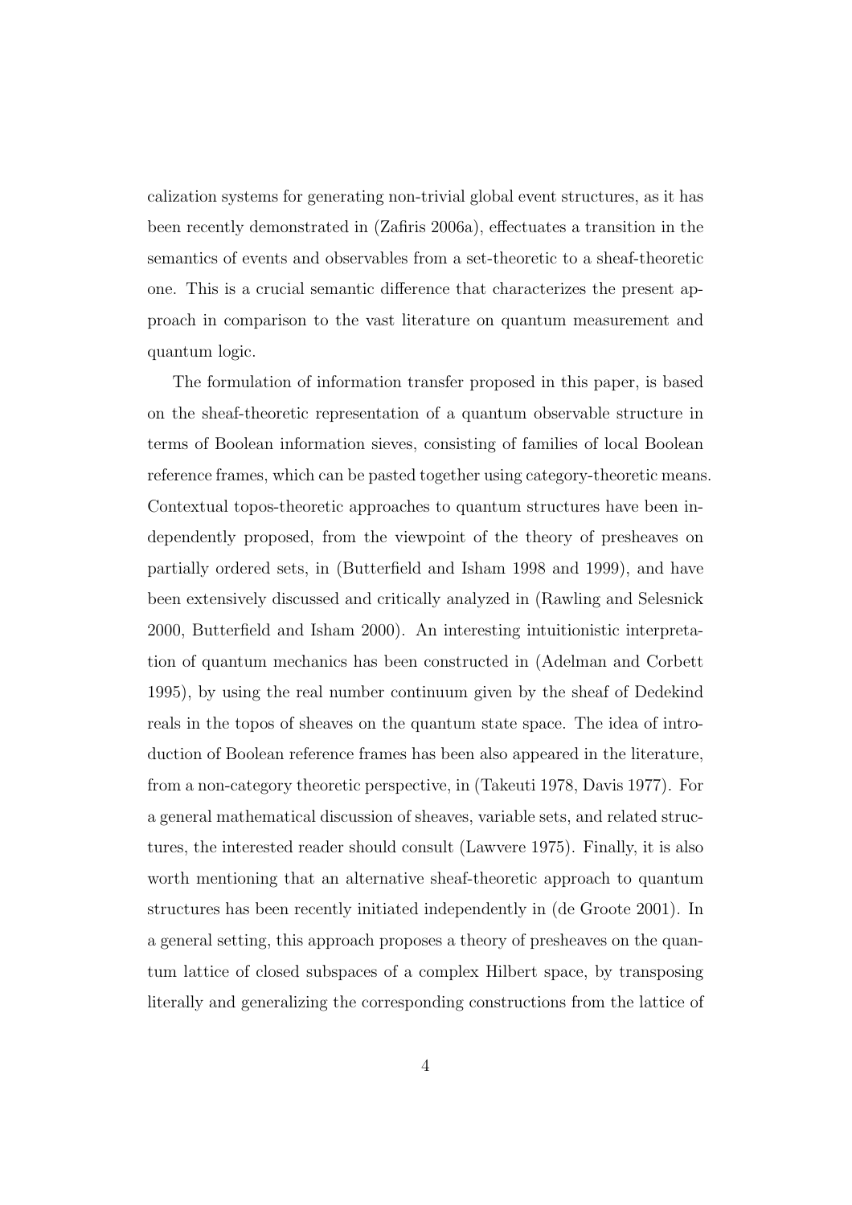calization systems for generating non-trivial global event structures, as it has been recently demonstrated in (Zafiris 2006a), effectuates a transition in the semantics of events and observables from a set-theoretic to a sheaf-theoretic one. This is a crucial semantic difference that characterizes the present approach in comparison to the vast literature on quantum measurement and quantum logic.

The formulation of information transfer proposed in this paper, is based on the sheaf-theoretic representation of a quantum observable structure in terms of Boolean information sieves, consisting of families of local Boolean reference frames, which can be pasted together using category-theoretic means. Contextual topos-theoretic approaches to quantum structures have been independently proposed, from the viewpoint of the theory of presheaves on partially ordered sets, in (Butterfield and Isham 1998 and 1999), and have been extensively discussed and critically analyzed in (Rawling and Selesnick 2000, Butterfield and Isham 2000). An interesting intuitionistic interpretation of quantum mechanics has been constructed in (Adelman and Corbett 1995), by using the real number continuum given by the sheaf of Dedekind reals in the topos of sheaves on the quantum state space. The idea of introduction of Boolean reference frames has been also appeared in the literature, from a non-category theoretic perspective, in (Takeuti 1978, Davis 1977). For a general mathematical discussion of sheaves, variable sets, and related structures, the interested reader should consult (Lawvere 1975). Finally, it is also worth mentioning that an alternative sheaf-theoretic approach to quantum structures has been recently initiated independently in (de Groote 2001). In a general setting, this approach proposes a theory of presheaves on the quantum lattice of closed subspaces of a complex Hilbert space, by transposing literally and generalizing the corresponding constructions from the lattice of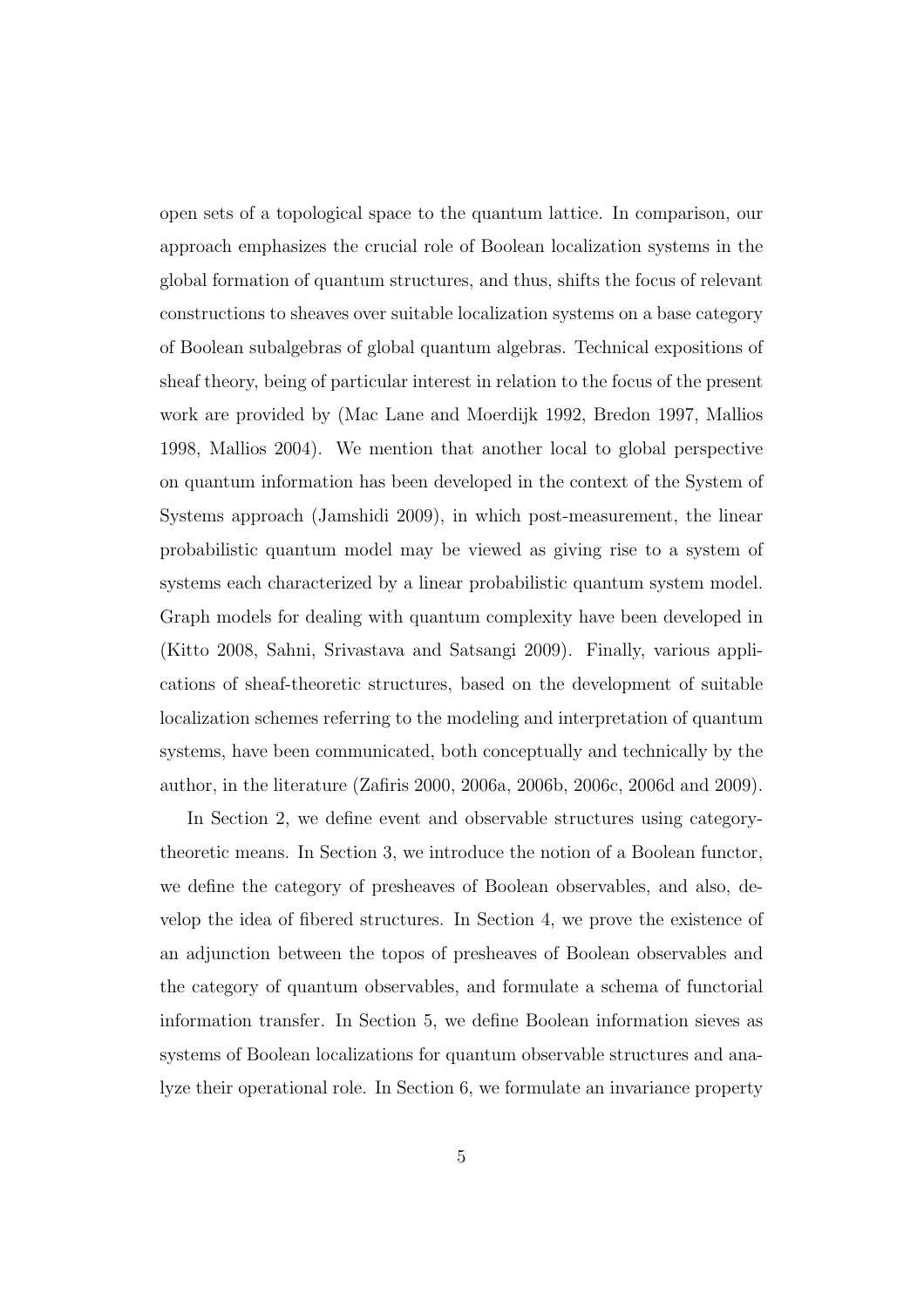open sets of a topological space to the quantum lattice. In comparison, our approach emphasizes the crucial role of Boolean localization systems in the global formation of quantum structures, and thus, shifts the focus of relevant constructions to sheaves over suitable localization systems on a base category of Boolean subalgebras of global quantum algebras. Technical expositions of sheaf theory, being of particular interest in relation to the focus of the present work are provided by (Mac Lane and Moerdijk 1992, Bredon 1997, Mallios 1998, Mallios 2004). We mention that another local to global perspective on quantum information has been developed in the context of the System of Systems approach (Jamshidi 2009), in which post-measurement, the linear probabilistic quantum model may be viewed as giving rise to a system of systems each characterized by a linear probabilistic quantum system model. Graph models for dealing with quantum complexity have been developed in (Kitto 2008, Sahni, Srivastava and Satsangi 2009). Finally, various applications of sheaf-theoretic structures, based on the development of suitable localization schemes referring to the modeling and interpretation of quantum systems, have been communicated, both conceptually and technically by the author, in the literature (Zafiris 2000, 2006a, 2006b, 2006c, 2006d and 2009).

In Section 2, we define event and observable structures using category-theoretic means. In Section 3, we introduce the notion of a Boolean functor, we define the category of presheaves of Boolean observables, and also, develop the idea of fibered structures. In Section 4, we prove the existence of an adjunction between the topos of presheaves of Boolean observables and the category of quantum observables, and formulate a schema of functorial information transfer. In Section 5, we define Boolean information sieves as systems of Boolean localizations for quantum observable structures and analyze their operational role. In Section 6, we formulate an invariance property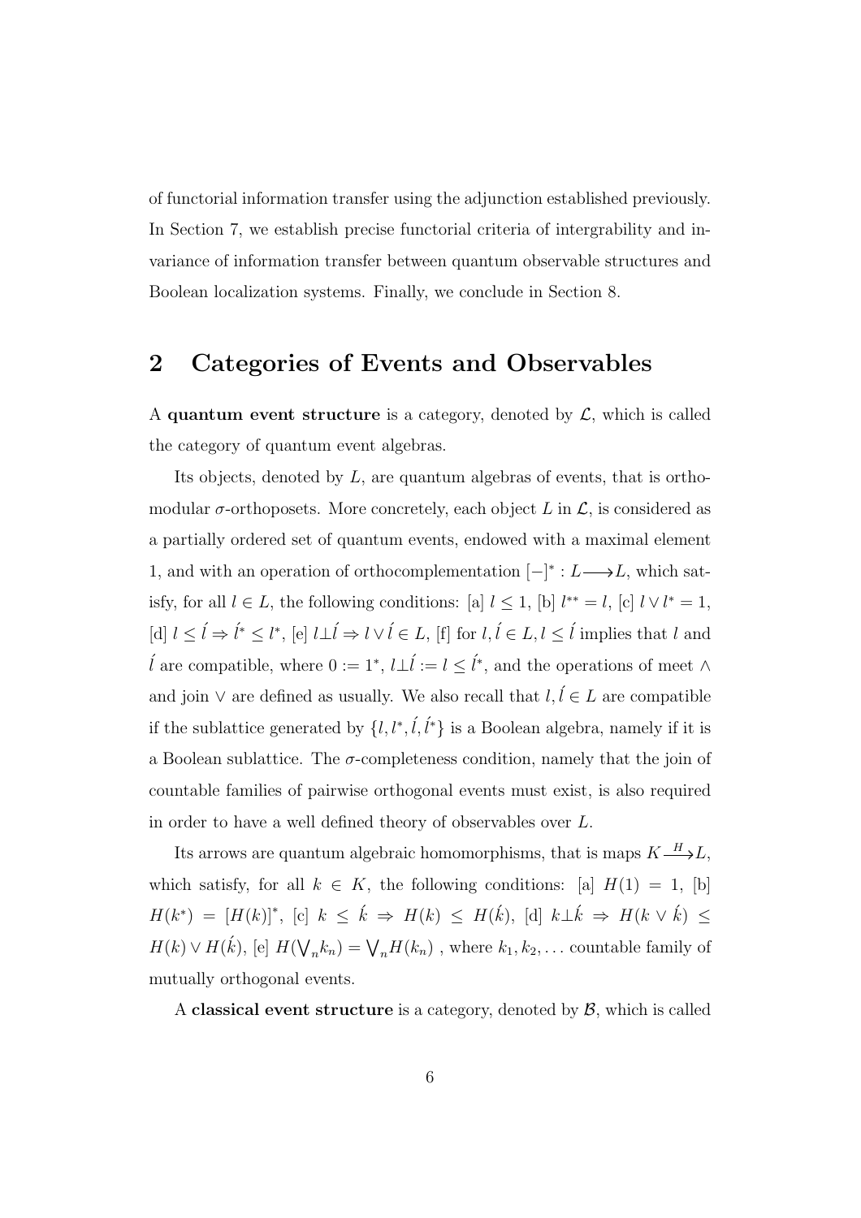of functorial information transfer using the adjunction established previously. In Section 7, we establish precise functorial criteria of intergrability and invariance of information transfer between quantum observable structures and Boolean localization systems. Finally, we conclude in Section 8.

## 2 Categories of Events and Observables

A **quantum event structure** is a category, denoted by $\mathcal{L}$, which is called the category of quantum event algebras.

Its objects, denoted by $L$, are quantum algebras of events, that is orthomodular $\sigma$-orthoposets. More concretely, each object $L$ in $\mathcal{L}$, is considered as a partially ordered set of quantum events, endowed with a maximal element 1, and with an operation of orthocomplementation $[-]^* : L \longrightarrow L$, which satisfy, for all $l \in L$, the following conditions: [a] $l \leq 1$, [b] $l^{**} = l$, [c] $l \vee l^* = 1$, [d] $l \leq \acute{l} \Rightarrow \acute{l}^* \leq l^*$, [e] $l \bot \acute{l} \Rightarrow l \vee \acute{l} \in L$, [f] for $l, \acute{l} \in L, l \leq \acute{l}$ implies that $l$ and $\acute{l}$ are compatible, where $0 := 1^*$, $l \bot \acute{l} := l \leq \acute{l}^*$, and the operations of meet $\wedge$ and join $\vee$ are defined as usually. We also recall that $l, \acute{l} \in L$ are compatible if the sublattice generated by $\{l, l^*, \acute{l}, \acute{l}^*\}$ is a Boolean algebra, namely if it is a Boolean sublattice. The $\sigma$-completeness condition, namely that the join of countable families of pairwise orthogonal events must exist, is also required in order to have a well defined theory of observables over $L$.

Its arrows are quantum algebraic homomorphisms, that is maps $K \xrightarrow{H} L$, which satisfy, for all $k \in K$, the following conditions: [a] $H(1) = 1$, [b] $H(k^*) = [H(k)]^*$, [c] $k \leq \acute{k} \Rightarrow H(k) \leq H(\acute{k})$, [d] $k \bot \acute{k} \Rightarrow H(k \vee \acute{k}) \leq H(k) \vee H(\acute{k})$, [e] $H(\bigvee_n k_n) = \bigvee_n H(k_n)$ , where $k_1, k_2, \ldots$ countable family of mutually orthogonal events.

A **classical event structure** is a category, denoted by $\mathcal{B}$, which is called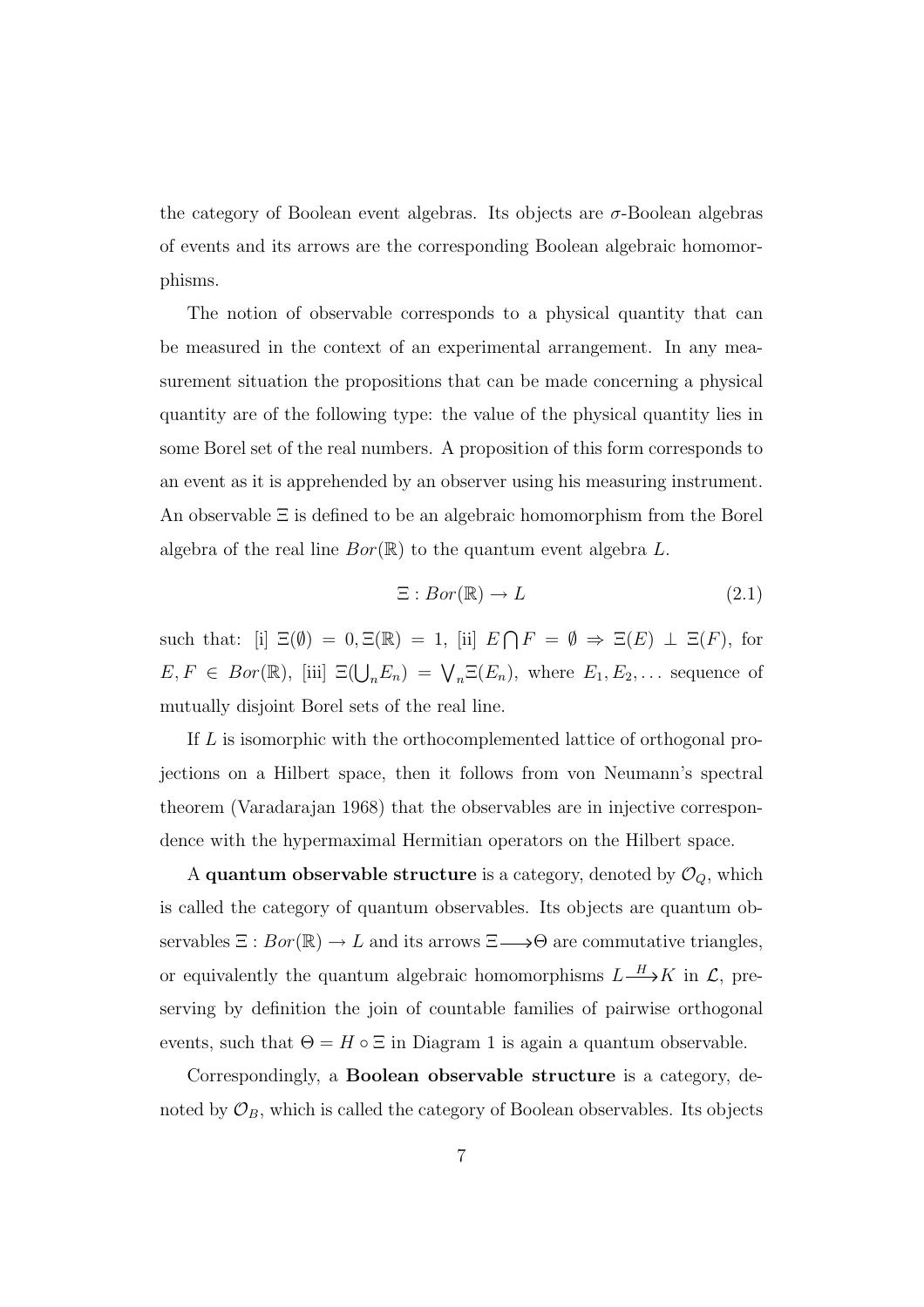the category of Boolean event algebras. Its objects are $\sigma$-Boolean algebras of events and its arrows are the corresponding Boolean algebraic homomorphisms.

The notion of observable corresponds to a physical quantity that can be measured in the context of an experimental arrangement. In any measurement situation the propositions that can be made concerning a physical quantity are of the following type: the value of the physical quantity lies in some Borel set of the real numbers. A proposition of this form corresponds to an event as it is apprehended by an observer using his measuring instrument. An observable $\Xi$ is defined to be an algebraic homomorphism from the Borel algebra of the real line $Bor(\mathbb{R})$ to the quantum event algebra $L$.

$$\Xi : Bor(\mathbb{R}) \to L \tag{2.1}$$

such that: [i] $\Xi(\emptyset) = 0, \Xi(\mathbb{R}) = 1$, [ii] $E \bigcap F = \emptyset \Rightarrow \Xi(E) \perp \Xi(F)$, for $E, F \in Bor(\mathbb{R})$, [iii] $\Xi(\bigcup_n E_n) = \bigvee_n \Xi(E_n)$, where $E_1, E_2, \ldots$ sequence of mutually disjoint Borel sets of the real line.

If $L$ is isomorphic with the orthocomplemented lattice of orthogonal projections on a Hilbert space, then it follows from von Neumann's spectral theorem (Varadarajan 1968) that the observables are in injective correspondence with the hypermaximal Hermitian operators on the Hilbert space.

A **quantum observable structure** is a category, denoted by $\mathcal{O}_Q$, which is called the category of quantum observables. Its objects are quantum observables $\Xi : Bor(\mathbb{R}) \to L$ and its arrows $\Xi \longrightarrow \Theta$ are commutative triangles, or equivalently the quantum algebraic homomorphisms $L \xrightarrow{H} K$ in $\mathcal{L}$, preserving by definition the join of countable families of pairwise orthogonal events, such that $\Theta = H \circ \Xi$ in Diagram 1 is again a quantum observable.

Correspondingly, a **Boolean observable structure** is a category, denoted by $\mathcal{O}_B$, which is called the category of Boolean observables. Its objects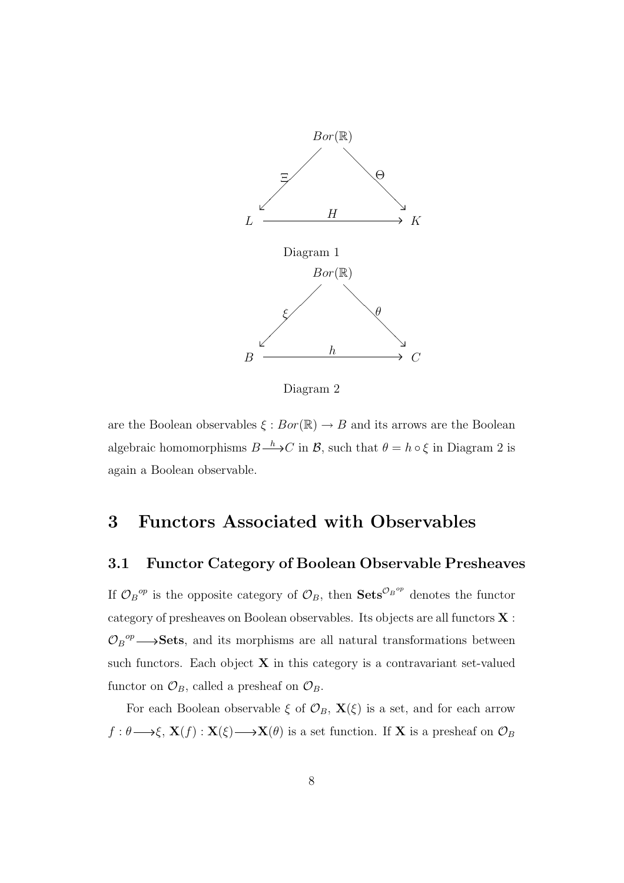$$
\begin{array}{ccc}
 & Bor(\mathbb{R}) & \\
 \swarrow^{\Xi} & & \searrow^{\Theta} \\
L & \xrightarrow{\quad H \quad} & K
\end{array}
$$

Diagram 1

$$
\begin{array}{ccc}
 & Bor(\mathbb{R}) & \\
 \swarrow^{\xi} & & \searrow^{\theta} \\
B & \xrightarrow{\quad h \quad} & C
\end{array}
$$

Diagram 2

are the Boolean observables $\xi : Bor(\mathbb{R}) \rightarrow B$ and its arrows are the Boolean algebraic homomorphisms $B \xrightarrow{h} C$ in $\mathcal{B}$, such that $\theta = h \circ \xi$ in Diagram 2 is again a Boolean observable.

# 3 Functors Associated with Observables

## 3.1 Functor Category of Boolean Observable Presheaves

If ${\mathcal{O}_B}^{op}$ is the opposite category of $\mathcal{O}_B$, then $\mathbf{Sets}^{{\mathcal{O}_B}^{op}}$ denotes the functor category of presheaves on Boolean observables. Its objects are all functors $\mathbf{X} : {\mathcal{O}_B}^{op} \longrightarrow \mathbf{Sets}$, and its morphisms are all natural transformations between such functors. Each object $\mathbf{X}$ in this category is a contravariant set-valued functor on $\mathcal{O}_B$, called a presheaf on $\mathcal{O}_B$.

For each Boolean observable $\xi$ of $\mathcal{O}_B$, $\mathbf{X}(\xi)$ is a set, and for each arrow $f : \theta \longrightarrow \xi$, $\mathbf{X}(f) : \mathbf{X}(\xi) \longrightarrow \mathbf{X}(\theta)$ is a set function. If $\mathbf{X}$ is a presheaf on $\mathcal{O}_B$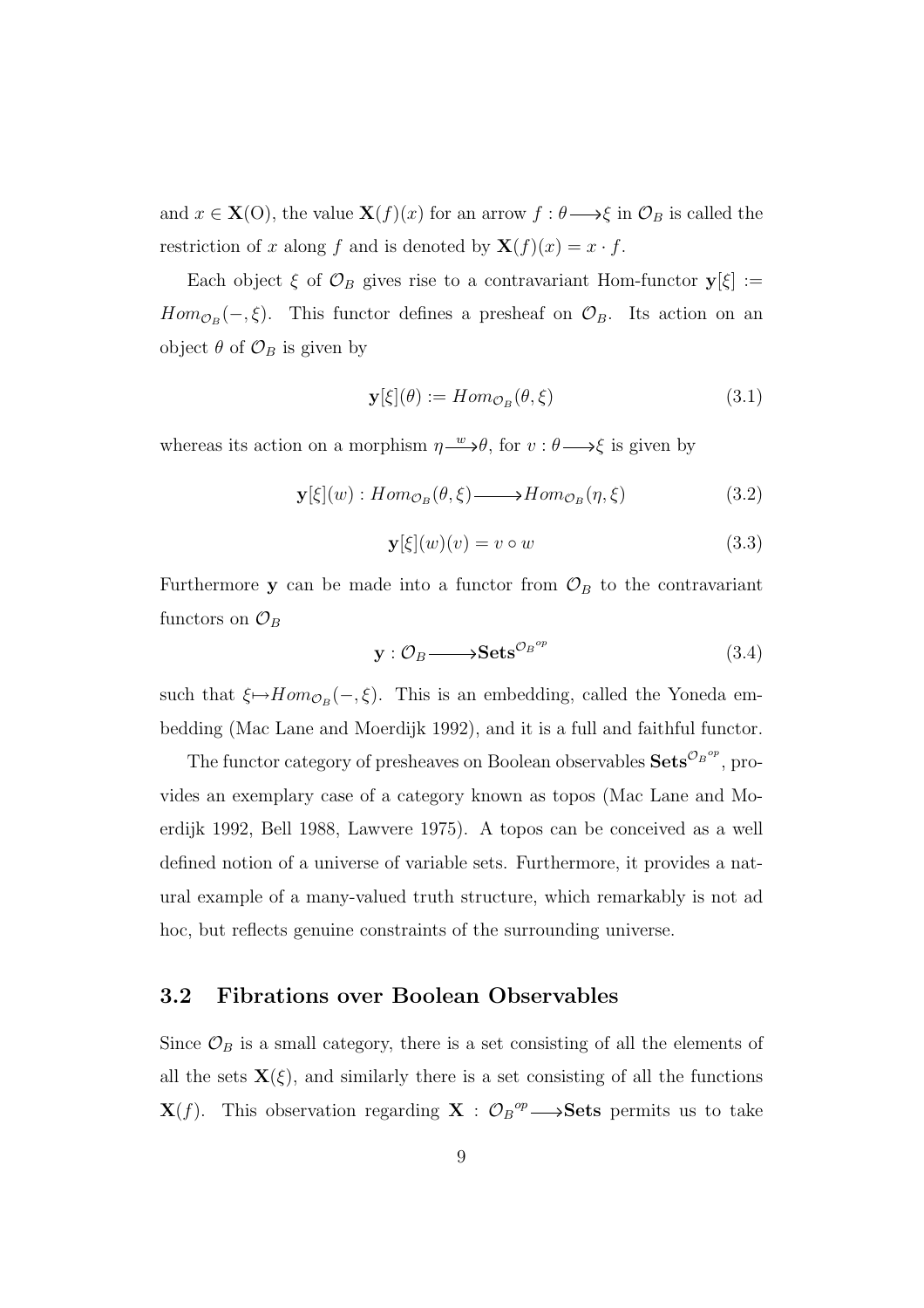and $x \in \mathbf{X}(\mathrm{O})$, the value $\mathbf{X}(f)(x)$ for an arrow $f : \theta \longrightarrow \xi$ in $\mathcal{O}_B$ is called the restriction of $x$ along $f$ and is denoted by $\mathbf{X}(f)(x) = x \cdot f$.

Each object $\xi$ of $\mathcal{O}_B$ gives rise to a contravariant Hom-functor $\mathbf{y}[\xi] := Hom_{\mathcal{O}_B}(-, \xi)$. This functor defines a presheaf on $\mathcal{O}_B$. Its action on an object $\theta$ of $\mathcal{O}_B$ is given by

$$\mathbf{y}[\xi](\theta) := Hom_{\mathcal{O}_B}(\theta, \xi) \tag{3.1}$$

whereas its action on a morphism $\eta \xrightarrow{w} \theta$, for $v : \theta \longrightarrow \xi$ is given by

$$\mathbf{y}[\xi](w) : Hom_{\mathcal{O}_B}(\theta, \xi) \longrightarrow Hom_{\mathcal{O}_B}(\eta, \xi) \tag{3.2}$$

$$\mathbf{y}[\xi](w)(v) = v \circ w \tag{3.3}$$

Furthermore $\mathbf{y}$ can be made into a functor from $\mathcal{O}_B$ to the contravariant functors on $\mathcal{O}_B$

$$\mathbf{y} : \mathcal{O}_B \longrightarrow \mathbf{Sets}^{{\mathcal{O}_B}^{op}} \tag{3.4}$$

such that $\xi \mapsto Hom_{\mathcal{O}_B}(-, \xi)$. This is an embedding, called the Yoneda embedding (Mac Lane and Moerdijk 1992), and it is a full and faithful functor.

The functor category of presheaves on Boolean observables $\mathbf{Sets}^{{\mathcal{O}_B}^{op}}$, provides an exemplary case of a category known as topos (Mac Lane and Moerdijk 1992, Bell 1988, Lawvere 1975). A topos can be conceived as a well defined notion of a universe of variable sets. Furthermore, it provides a natural example of a many-valued truth structure, which remarkably is not ad hoc, but reflects genuine constraints of the surrounding universe.

## 3.2 Fibrations over Boolean Observables

Since $\mathcal{O}_B$ is a small category, there is a set consisting of all the elements of all the sets $\mathbf{X}(\xi)$, and similarly there is a set consisting of all the functions $\mathbf{X}(f)$. This observation regarding $\mathbf{X} : {\mathcal{O}_B}^{op} \longrightarrow \mathbf{Sets}$ permits us to take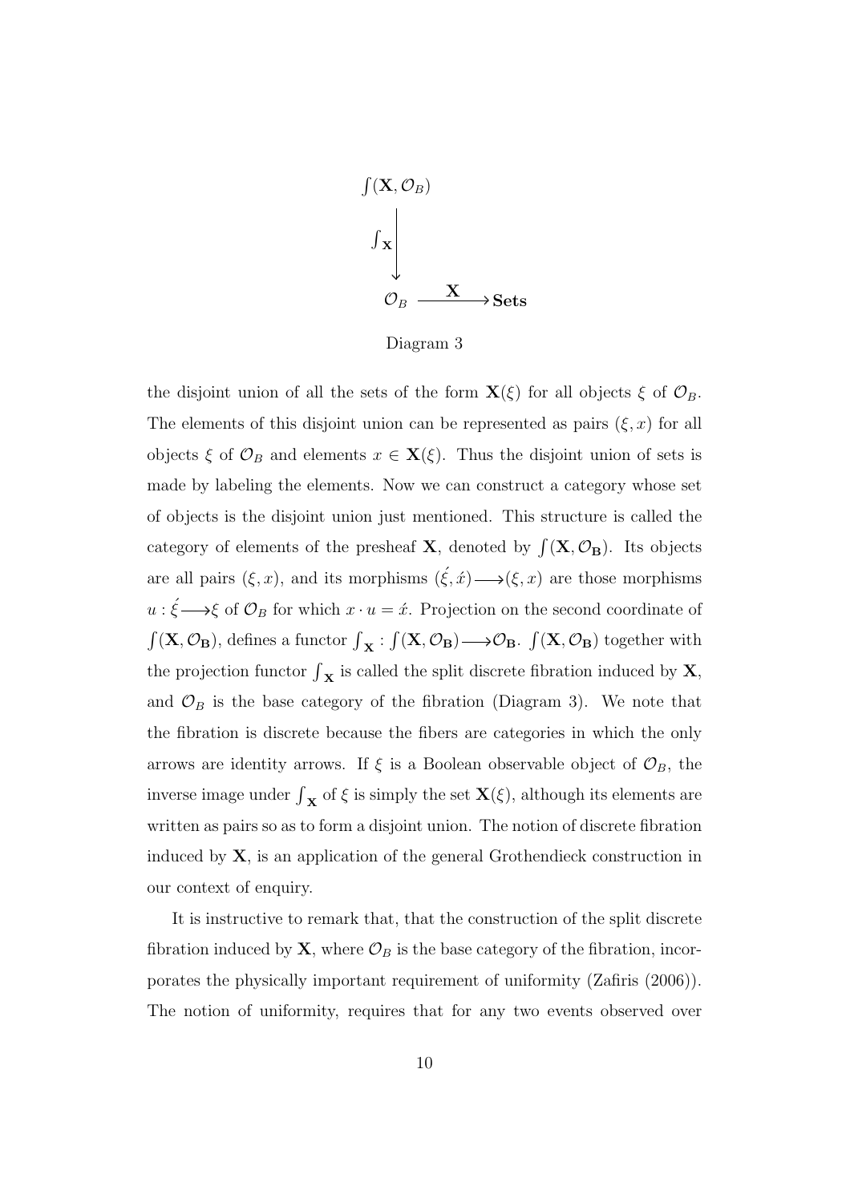$$
\begin{array}{c}
\int(\mathbf{X}, \mathcal{O}_B) \\
\int_{\mathbf{X}} \Big\downarrow \\
\mathcal{O}_B \xrightarrow{\quad \mathbf{X} \quad} \mathbf{Sets}
\end{array}
$$

Diagram 3

the disjoint union of all the sets of the form $\mathbf{X}(\xi)$ for all objects $\xi$ of $\mathcal{O}_B$. The elements of this disjoint union can be represented as pairs $(\xi, x)$ for all objects $\xi$ of $\mathcal{O}_B$ and elements $x \in \mathbf{X}(\xi)$. Thus the disjoint union of sets is made by labeling the elements. Now we can construct a category whose set of objects is the disjoint union just mentioned. This structure is called the category of elements of the presheaf $\mathbf{X}$, denoted by $\int(\mathbf{X}, \mathcal{O}_\mathbf{B})$. Its objects are all pairs $(\xi, x)$, and its morphisms $(\acute{\xi}, \acute{x}) \longrightarrow (\xi, x)$ are those morphisms $u : \acute{\xi} \longrightarrow \xi$ of $\mathcal{O}_B$ for which $x \cdot u = \acute{x}$. Projection on the second coordinate of $\int(\mathbf{X}, \mathcal{O}_\mathbf{B})$, defines a functor $\int_\mathbf{X} : \int(\mathbf{X}, \mathcal{O}_\mathbf{B}) \longrightarrow \mathcal{O}_\mathbf{B}$. $\int(\mathbf{X}, \mathcal{O}_\mathbf{B})$ together with the projection functor $\int_\mathbf{X}$ is called the split discrete fibration induced by $\mathbf{X}$, and $\mathcal{O}_B$ is the base category of the fibration (Diagram 3). We note that the fibration is discrete because the fibers are categories in which the only arrows are identity arrows. If $\xi$ is a Boolean observable object of $\mathcal{O}_B$, the inverse image under $\int_\mathbf{X}$ of $\xi$ is simply the set $\mathbf{X}(\xi)$, although its elements are written as pairs so as to form a disjoint union. The notion of discrete fibration induced by $\mathbf{X}$, is an application of the general Grothendieck construction in our context of enquiry.

It is instructive to remark that, that the construction of the split discrete fibration induced by $\mathbf{X}$, where $\mathcal{O}_B$ is the base category of the fibration, incorporates the physically important requirement of uniformity (Zafiris (2006)). The notion of uniformity, requires that for any two events observed over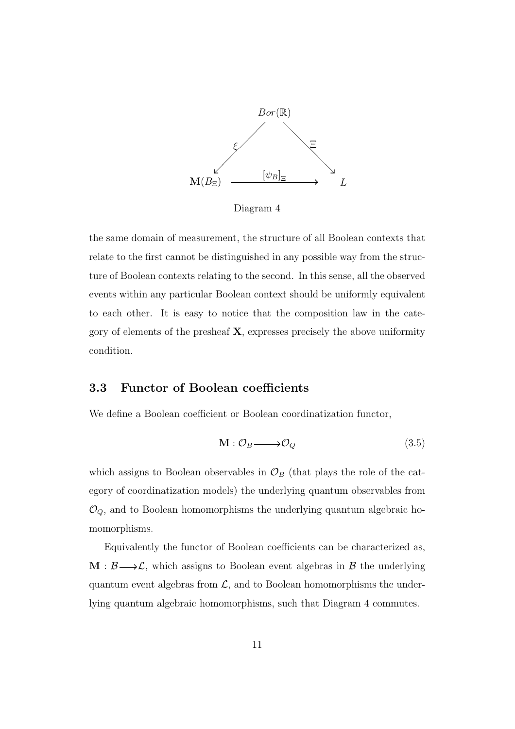$$
\begin{array}{ccc}
 & Bor(\mathbb{R}) & \\
 \swarrow^{\xi} & & \searrow^{\Xi} \\
\mathbf{M}(B_\Xi) & \xrightarrow{[\psi_B]_\Xi} & L
\end{array}
$$

Diagram 4

the same domain of measurement, the structure of all Boolean contexts that relate to the first cannot be distinguished in any possible way from the structure of Boolean contexts relating to the second. In this sense, all the observed events within any particular Boolean context should be uniformly equivalent to each other. It is easy to notice that the composition law in the category of elements of the presheaf $\mathbf{X}$, expresses precisely the above uniformity condition.

### 3.3 Functor of Boolean coefficients

We define a Boolean coefficient or Boolean coordinatization functor,

$$
\mathbf{M} : \mathcal{O}_B \longrightarrow \mathcal{O}_Q \tag{3.5}
$$

which assigns to Boolean observables in $\mathcal{O}_B$ (that plays the role of the category of coordinatization models) the underlying quantum observables from $\mathcal{O}_Q$, and to Boolean homomorphisms the underlying quantum algebraic homomorphisms.

Equivalently the functor of Boolean coefficients can be characterized as, $\mathbf{M} : \mathcal{B} \longrightarrow \mathcal{L}$, which assigns to Boolean event algebras in $\mathcal{B}$ the underlying quantum event algebras from $\mathcal{L}$, and to Boolean homomorphisms the underlying quantum algebraic homomorphisms, such that Diagram 4 commutes.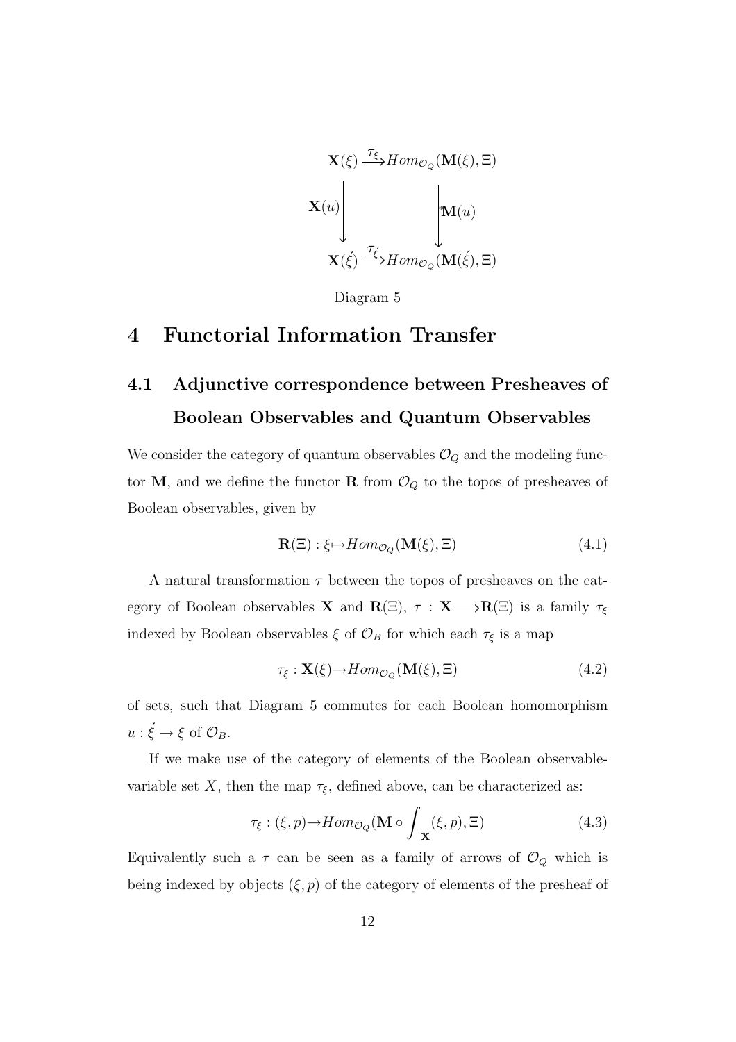$$
\begin{array}{ccc}
\mathbf{X}(\xi) & \xrightarrow{\tau_\xi} & Hom_{\mathcal{O}_Q}(\mathbf{M}(\xi), \Xi) \\
\Big\downarrow{\scriptstyle \mathbf{X}(u)} & & \Big\downarrow{\scriptstyle {}^*\mathbf{M}(u)} \\
\mathbf{X}(\acute{\xi}) & \xrightarrow{\tau_{\acute{\xi}}} & Hom_{\mathcal{O}_Q}(\mathbf{M}(\acute{\xi}), \Xi)
\end{array}
$$

Diagram 5

# 4 Functorial Information Transfer

## 4.1 Adjunctive correspondence between Presheaves of Boolean Observables and Quantum Observables

We consider the category of quantum observables $\mathcal{O}_Q$ and the modeling functor $\mathbf{M}$, and we define the functor $\mathbf{R}$ from $\mathcal{O}_Q$ to the topos of presheaves of Boolean observables, given by

$$
\mathbf{R}(\Xi) : \xi \mapsto Hom_{\mathcal{O}_Q}(\mathbf{M}(\xi), \Xi) \tag{4.1}
$$

A natural transformation $\tau$ between the topos of presheaves on the category of Boolean observables $\mathbf{X}$ and $\mathbf{R}(\Xi)$, $\tau : \mathbf{X} \longrightarrow \mathbf{R}(\Xi)$ is a family $\tau_\xi$ indexed by Boolean observables $\xi$ of $\mathcal{O}_B$ for which each $\tau_\xi$ is a map

$$
\tau_\xi : \mathbf{X}(\xi) \rightarrow Hom_{\mathcal{O}_Q}(\mathbf{M}(\xi), \Xi) \tag{4.2}
$$

of sets, such that Diagram 5 commutes for each Boolean homomorphism $u : \acute{\xi} \rightarrow \xi$ of $\mathcal{O}_B$.

If we make use of the category of elements of the Boolean observable-variable set $X$, then the map $\tau_\xi$, defined above, can be characterized as:

$$
\tau_\xi : (\xi, p) \rightarrow Hom_{\mathcal{O}_Q}(\mathbf{M} \circ \int_{\mathbf{X}} (\xi, p), \Xi) \tag{4.3}
$$

Equivalently such a $\tau$ can be seen as a family of arrows of $\mathcal{O}_Q$ which is being indexed by objects $(\xi, p)$ of the category of elements of the presheaf of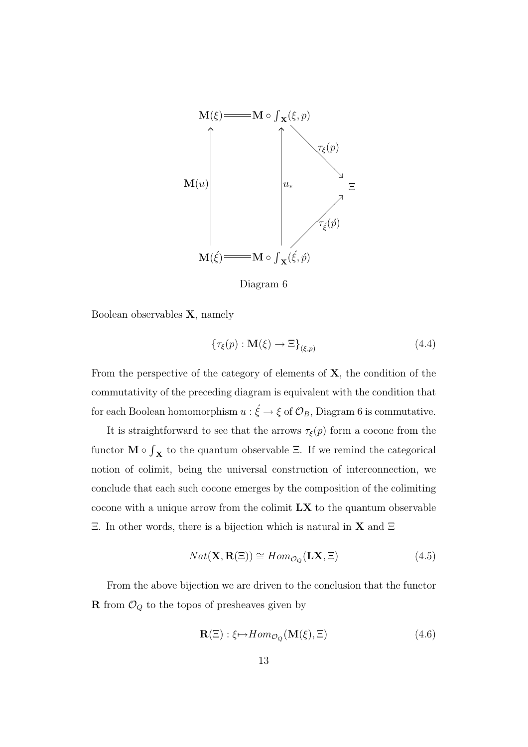$$\begin{array}{ccccc}
\mathbf{M}(\xi) & = & \mathbf{M}\circ\int_{\mathbf{X}}(\xi,p) & & \\
\mathbf{M}(u) \Big\uparrow & & \Big\uparrow u_* & \searrow \tau_\xi(p) & \\
 & & & & \Xi \\
 & & & \nearrow \tau_{\acute{\xi}}(\acute{p}) & \\
\mathbf{M}(\acute{\xi}) & = & \mathbf{M}\circ\int_{\mathbf{X}}(\acute{\xi},\acute{p}) & &
\end{array}$$

Diagram 6

Boolean observables $\mathbf{X}$, namely

$$\{\tau_\xi(p) : \mathbf{M}(\xi) \to \Xi\}_{(\xi,p)} \tag{4.4}$$

From the perspective of the category of elements of $\mathbf{X}$, the condition of the commutativity of the preceding diagram is equivalent with the condition that for each Boolean homomorphism $u : \acute{\xi} \to \xi$ of $\mathcal{O}_B$, Diagram 6 is commutative.

It is straightforward to see that the arrows $\tau_\xi(p)$ form a cocone from the functor $\mathbf{M} \circ \int_{\mathbf{X}}$ to the quantum observable $\Xi$. If we remind the categorical notion of colimit, being the universal construction of interconnection, we conclude that each such cocone emerges by the composition of the colimiting cocone with a unique arrow from the colimit $\mathbf{LX}$ to the quantum observable $\Xi$. In other words, there is a bijection which is natural in $\mathbf{X}$ and $\Xi$

$$Nat(\mathbf{X}, \mathbf{R}(\Xi)) \cong Hom_{\mathcal{O}_Q}(\mathbf{LX}, \Xi) \tag{4.5}$$

From the above bijection we are driven to the conclusion that the functor $\mathbf{R}$ from $\mathcal{O}_Q$ to the topos of presheaves given by

$$\mathbf{R}(\Xi) : \xi \mapsto Hom_{\mathcal{O}_Q}(\mathbf{M}(\xi), \Xi) \tag{4.6}$$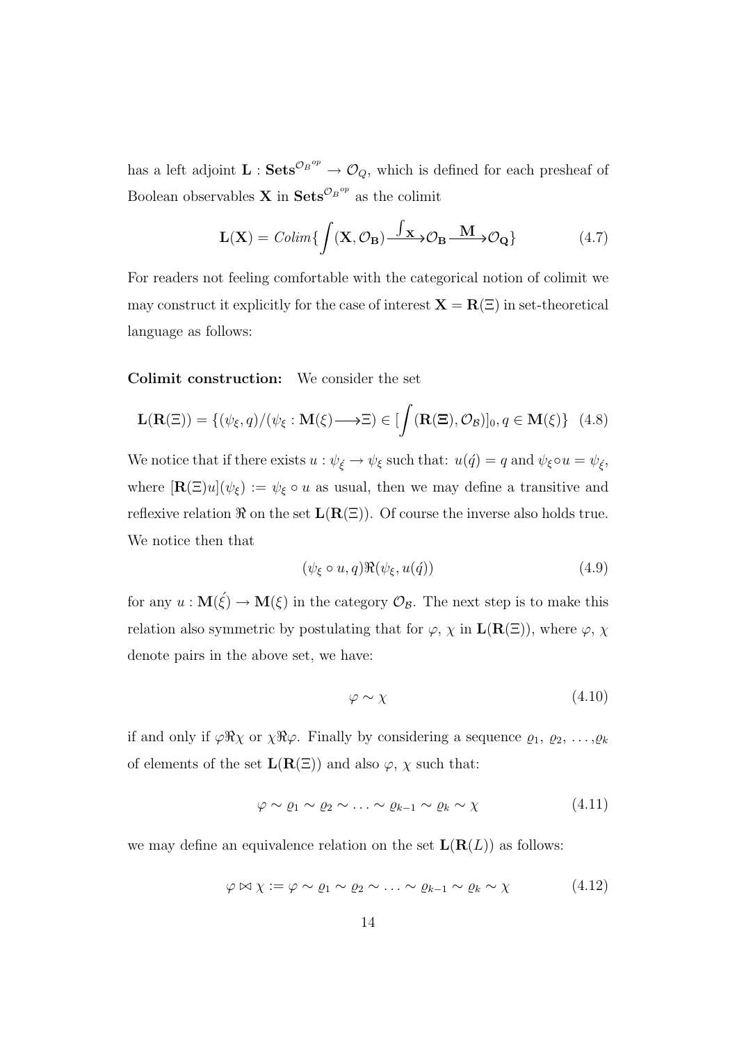has a left adjoint $\mathbf{L} : \mathbf{Sets}^{\mathcal{O}_B{}^{op}} \rightarrow \mathcal{O}_Q$, which is defined for each presheaf of Boolean observables $\mathbf{X}$ in $\mathbf{Sets}^{\mathcal{O}_B{}^{op}}$ as the colimit

$$\mathbf{L}(\mathbf{X}) = Colim\{\int(\mathbf{X}, \mathcal{O}_\mathbf{B}) \xrightarrow{\int_\mathbf{X}} \mathcal{O}_\mathbf{B} \xrightarrow{\mathbf{M}} \mathcal{O}_\mathbf{Q}\} \tag{4.7}$$

For readers not feeling comfortable with the categorical notion of colimit we may construct it explicitly for the case of interest $\mathbf{X} = \mathbf{R}(\Xi)$ in set-theoretical language as follows:

**Colimit construction:** We consider the set

$$\mathbf{L}(\mathbf{R}(\Xi)) = \{(\psi_\xi, q)/(\psi_\xi : \mathbf{M}(\xi) \longrightarrow \Xi) \in [\int(\mathbf{R}(\mathbf{\Xi}), \mathcal{O}_\mathcal{B})]_0, q \in \mathbf{M}(\xi)\} \tag{4.8}$$

We notice that if there exists $u : \psi_{\acute{\xi}} \rightarrow \psi_\xi$ such that: $u(\acute{q}) = q$ and $\psi_\xi \circ u = \psi_{\acute{\xi}}$, where $[\mathbf{R}(\Xi)u](\psi_\xi) := \psi_\xi \circ u$ as usual, then we may define a transitive and reflexive relation $\Re$ on the set $\mathbf{L}(\mathbf{R}(\Xi))$. Of course the inverse also holds true. We notice then that

$$(\psi_\xi \circ u, q)\Re(\psi_\xi, u(\acute{q})) \tag{4.9}$$

for any $u : \mathbf{M}(\acute{\xi}) \rightarrow \mathbf{M}(\xi)$ in the category $\mathcal{O}_\mathcal{B}$. The next step is to make this relation also symmetric by postulating that for $\varphi$, $\chi$ in $\mathbf{L}(\mathbf{R}(\Xi))$, where $\varphi$, $\chi$ denote pairs in the above set, we have:

$$\varphi \sim \chi \tag{4.10}$$

if and only if $\varphi\Re\chi$ or $\chi\Re\varphi$. Finally by considering a sequence $\varrho_1$, $\varrho_2$, $\ldots$,$\varrho_k$ of elements of the set $\mathbf{L}(\mathbf{R}(\Xi))$ and also $\varphi$, $\chi$ such that:

$$\varphi \sim \varrho_1 \sim \varrho_2 \sim \ldots \sim \varrho_{k-1} \sim \varrho_k \sim \chi \tag{4.11}$$

we may define an equivalence relation on the set $\mathbf{L}(\mathbf{R}(L))$ as follows:

$$\varphi \bowtie \chi := \varphi \sim \varrho_1 \sim \varrho_2 \sim \ldots \sim \varrho_{k-1} \sim \varrho_k \sim \chi \tag{4.12}$$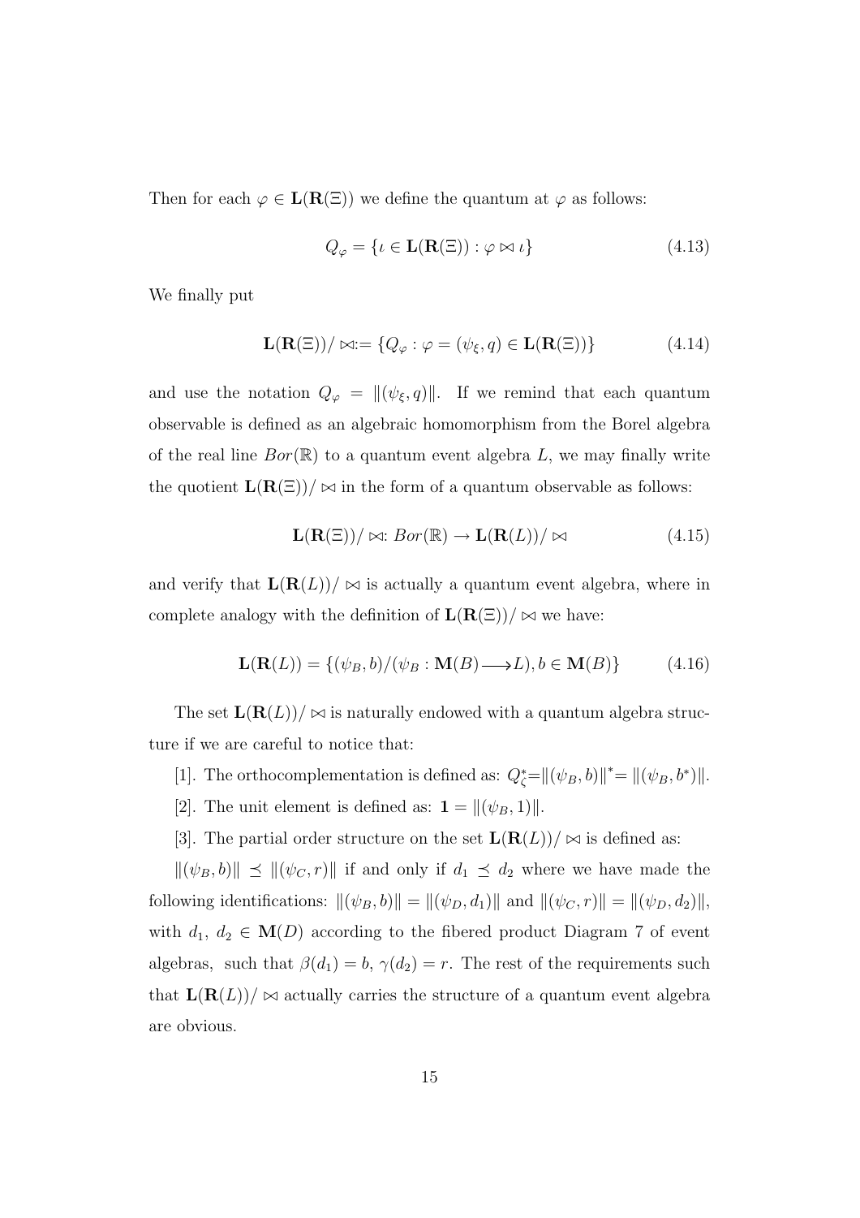Then for each $\varphi \in \mathbf{L}(\mathbf{R}(\Xi))$ we define the quantum at $\varphi$ as follows:

$$Q_{\varphi} = \{\iota \in \mathbf{L}(\mathbf{R}(\Xi)) : \varphi \bowtie \iota\} \tag{4.13}$$

We finally put

$$\mathbf{L}(\mathbf{R}(\Xi))/ \bowtie := \{Q_{\varphi} : \varphi = (\psi_{\xi}, q) \in \mathbf{L}(\mathbf{R}(\Xi))\} \tag{4.14}$$

and use the notation $Q_{\varphi} = \|(\psi_{\xi}, q)\|$. If we remind that each quantum observable is defined as an algebraic homomorphism from the Borel algebra of the real line $Bor(\mathbb{R})$ to a quantum event algebra $L$, we may finally write the quotient $\mathbf{L}(\mathbf{R}(\Xi))/ \bowtie$ in the form of a quantum observable as follows:

$$\mathbf{L}(\mathbf{R}(\Xi))/ \bowtie : Bor(\mathbb{R}) \to \mathbf{L}(\mathbf{R}(L))/ \bowtie \tag{4.15}$$

and verify that $\mathbf{L}(\mathbf{R}(L))/ \bowtie$ is actually a quantum event algebra, where in complete analogy with the definition of $\mathbf{L}(\mathbf{R}(\Xi))/ \bowtie$ we have:

$$\mathbf{L}(\mathbf{R}(L)) = \{(\psi_B, b)/(\psi_B : \mathbf{M}(B) \longrightarrow L), b \in \mathbf{M}(B)\} \tag{4.16}$$

The set $\mathbf{L}(\mathbf{R}(L))/ \bowtie$ is naturally endowed with a quantum algebra structure if we are careful to notice that:

[1]. The orthocomplementation is defined as: $Q_{\zeta}^{*} = \|(\psi_B, b)\|^{*} = \|(\psi_B, b^{*})\|$.

[2]. The unit element is defined as: $\mathbf{1} = \|(\psi_B, 1)\|$.

[3]. The partial order structure on the set $\mathbf{L}(\mathbf{R}(L))/ \bowtie$ is defined as:

$\|(\psi_B, b)\| \preceq \|(\psi_C, r)\|$ if and only if $d_1 \preceq d_2$ where we have made the following identifications: $\|(\psi_B, b)\| = \|(\psi_D, d_1)\|$ and $\|(\psi_C, r)\| = \|(\psi_D, d_2)\|$, with $d_1$, $d_2 \in \mathbf{M}(D)$ according to the fibered product Diagram 7 of event algebras, such that $\beta(d_1) = b$, $\gamma(d_2) = r$. The rest of the requirements such that $\mathbf{L}(\mathbf{R}(L))/ \bowtie$ actually carries the structure of a quantum event algebra are obvious.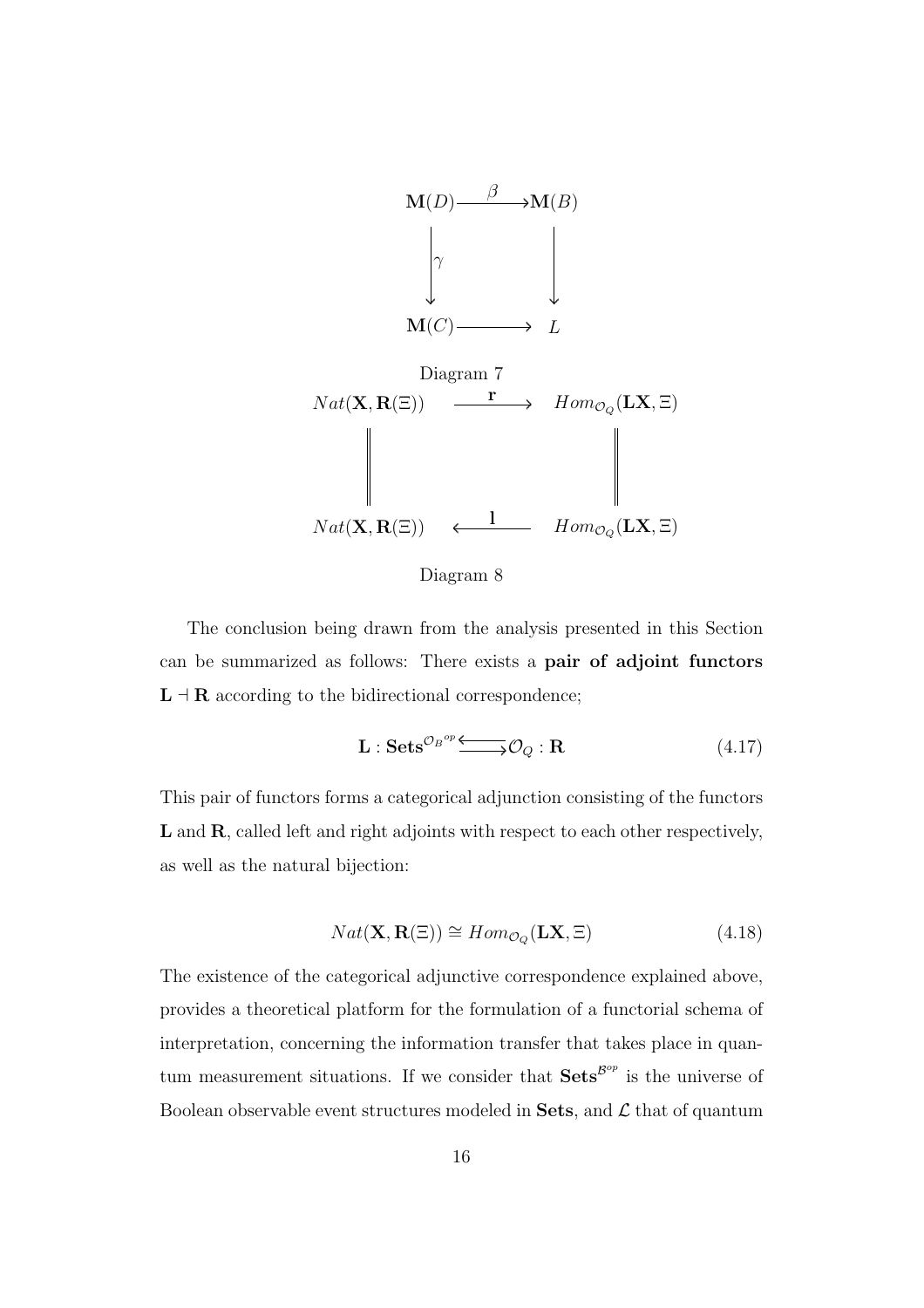$$
\begin{array}{ccc}
\mathbf{M}(D) & \xrightarrow{\beta} & \mathbf{M}(B) \\
\Big\downarrow{\gamma} & & \Big\downarrow \\
\mathbf{M}(C) & \longrightarrow & L
\end{array}
$$

Diagram 7

$$
\begin{array}{ccc}
Nat(\mathbf{X}, \mathbf{R}(\Xi)) & \xrightarrow{\mathbf{r}} & Hom_{\mathcal{O}_Q}(\mathbf{L}\mathbf{X}, \Xi) \\
\Big\| & & \Big\| \\
Nat(\mathbf{X}, \mathbf{R}(\Xi)) & \xleftarrow{\mathbf{l}} & Hom_{\mathcal{O}_Q}(\mathbf{L}\mathbf{X}, \Xi)
\end{array}
$$

Diagram 8

The conclusion being drawn from the analysis presented in this Section can be summarized as follows: There exists a **pair of adjoint functors** $\mathbf{L} \dashv \mathbf{R}$ according to the bidirectional correspondence;

$$
\mathbf{L} : \mathbf{Sets}^{\mathcal{O}_B{}^{op}} \rightleftarrows \mathcal{O}_Q : \mathbf{R} \tag{4.17}
$$

This pair of functors forms a categorical adjunction consisting of the functors $\mathbf{L}$ and $\mathbf{R}$, called left and right adjoints with respect to each other respectively, as well as the natural bijection:

$$
Nat(\mathbf{X}, \mathbf{R}(\Xi)) \cong Hom_{\mathcal{O}_Q}(\mathbf{L}\mathbf{X}, \Xi) \tag{4.18}
$$

The existence of the categorical adjunctive correspondence explained above, provides a theoretical platform for the formulation of a functorial schema of interpretation, concerning the information transfer that takes place in quantum measurement situations. If we consider that $\mathbf{Sets}^{\mathcal{B}^{op}}$ is the universe of Boolean observable event structures modeled in **Sets**, and $\mathcal{L}$ that of quantum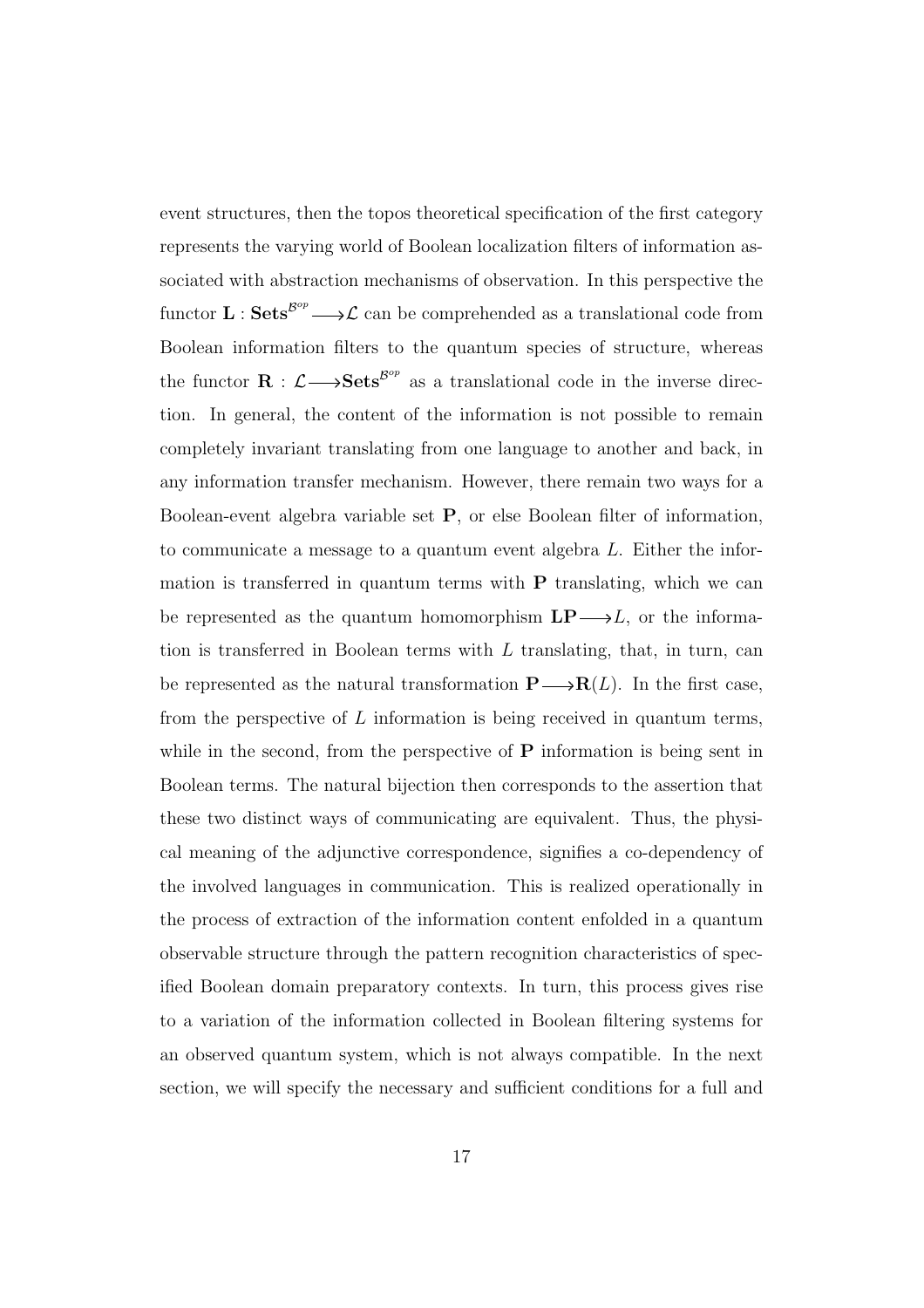event structures, then the topos theoretical specification of the first category represents the varying world of Boolean localization filters of information associated with abstraction mechanisms of observation. In this perspective the functor $\mathbf{L} : \mathbf{Sets}^{\mathcal{B}^{op}} \longrightarrow \mathcal{L}$ can be comprehended as a translational code from Boolean information filters to the quantum species of structure, whereas the functor $\mathbf{R} : \mathcal{L} \longrightarrow \mathbf{Sets}^{\mathcal{B}^{op}}$ as a translational code in the inverse direction. In general, the content of the information is not possible to remain completely invariant translating from one language to another and back, in any information transfer mechanism. However, there remain two ways for a Boolean-event algebra variable set $\mathbf{P}$, or else Boolean filter of information, to communicate a message to a quantum event algebra $L$. Either the information is transferred in quantum terms with $\mathbf{P}$ translating, which we can be represented as the quantum homomorphism $\mathbf{LP} \longrightarrow L$, or the information is transferred in Boolean terms with $L$ translating, that, in turn, can be represented as the natural transformation $\mathbf{P} \longrightarrow \mathbf{R}(L)$. In the first case, from the perspective of $L$ information is being received in quantum terms, while in the second, from the perspective of $\mathbf{P}$ information is being sent in Boolean terms. The natural bijection then corresponds to the assertion that these two distinct ways of communicating are equivalent. Thus, the physical meaning of the adjunctive correspondence, signifies a co-dependency of the involved languages in communication. This is realized operationally in the process of extraction of the information content enfolded in a quantum observable structure through the pattern recognition characteristics of specified Boolean domain preparatory contexts. In turn, this process gives rise to a variation of the information collected in Boolean filtering systems for an observed quantum system, which is not always compatible. In the next section, we will specify the necessary and sufficient conditions for a full and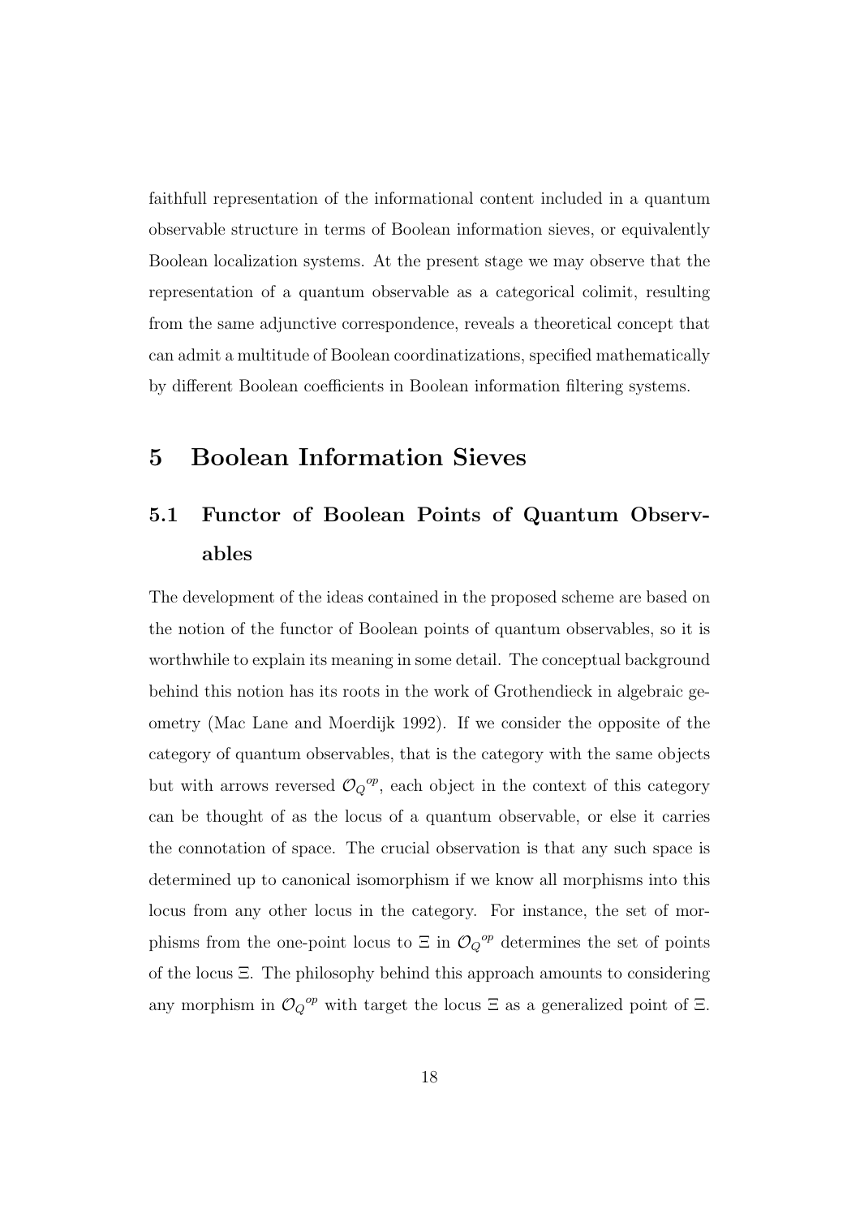faithfull representation of the informational content included in a quantum observable structure in terms of Boolean information sieves, or equivalently Boolean localization systems. At the present stage we may observe that the representation of a quantum observable as a categorical colimit, resulting from the same adjunctive correspondence, reveals a theoretical concept that can admit a multitude of Boolean coordinatizations, specified mathematically by different Boolean coefficients in Boolean information filtering systems.

# 5 Boolean Information Sieves

## 5.1 Functor of Boolean Points of Quantum Observables

The development of the ideas contained in the proposed scheme are based on the notion of the functor of Boolean points of quantum observables, so it is worthwhile to explain its meaning in some detail. The conceptual background behind this notion has its roots in the work of Grothendieck in algebraic geometry (Mac Lane and Moerdijk 1992). If we consider the opposite of the category of quantum observables, that is the category with the same objects but with arrows reversed ${\mathcal{O}_Q}^{op}$, each object in the context of this category can be thought of as the locus of a quantum observable, or else it carries the connotation of space. The crucial observation is that any such space is determined up to canonical isomorphism if we know all morphisms into this locus from any other locus in the category. For instance, the set of morphisms from the one-point locus to $\Xi$ in ${\mathcal{O}_Q}^{op}$ determines the set of points of the locus $\Xi$. The philosophy behind this approach amounts to considering any morphism in ${\mathcal{O}_Q}^{op}$ with target the locus $\Xi$ as a generalized point of $\Xi$.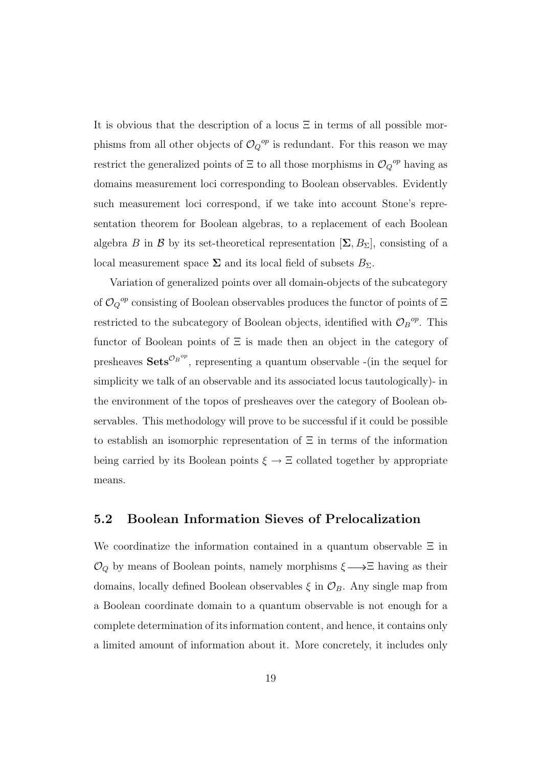It is obvious that the description of a locus $\Xi$ in terms of all possible morphisms from all other objects of ${\mathcal{O}_Q}^{op}$ is redundant. For this reason we may restrict the generalized points of $\Xi$ to all those morphisms in ${\mathcal{O}_Q}^{op}$ having as domains measurement loci corresponding to Boolean observables. Evidently such measurement loci correspond, if we take into account Stone's representation theorem for Boolean algebras, to a replacement of each Boolean algebra $B$ in $\mathcal{B}$ by its set-theoretical representation $[\mathbf{\Sigma}, B_\Sigma]$, consisting of a local measurement space $\mathbf{\Sigma}$ and its local field of subsets $B_\Sigma$.

Variation of generalized points over all domain-objects of the subcategory of ${\mathcal{O}_Q}^{op}$ consisting of Boolean observables produces the functor of points of $\Xi$ restricted to the subcategory of Boolean objects, identified with ${\mathcal{O}_B}^{op}$. This functor of Boolean points of $\Xi$ is made then an object in the category of presheaves $\mathbf{Sets}^{{\mathcal{O}_B}^{op}}$, representing a quantum observable -(in the sequel for simplicity we talk of an observable and its associated locus tautologically)- in the environment of the topos of presheaves over the category of Boolean observables. This methodology will prove to be successful if it could be possible to establish an isomorphic representation of $\Xi$ in terms of the information being carried by its Boolean points $\xi \to \Xi$ collated together by appropriate means.

## 5.2 Boolean Information Sieves of Prelocalization

We coordinatize the information contained in a quantum observable $\Xi$ in $\mathcal{O}_Q$ by means of Boolean points, namely morphisms $\xi \longrightarrow \Xi$ having as their domains, locally defined Boolean observables $\xi$ in $\mathcal{O}_B$. Any single map from a Boolean coordinate domain to a quantum observable is not enough for a complete determination of its information content, and hence, it contains only a limited amount of information about it. More concretely, it includes only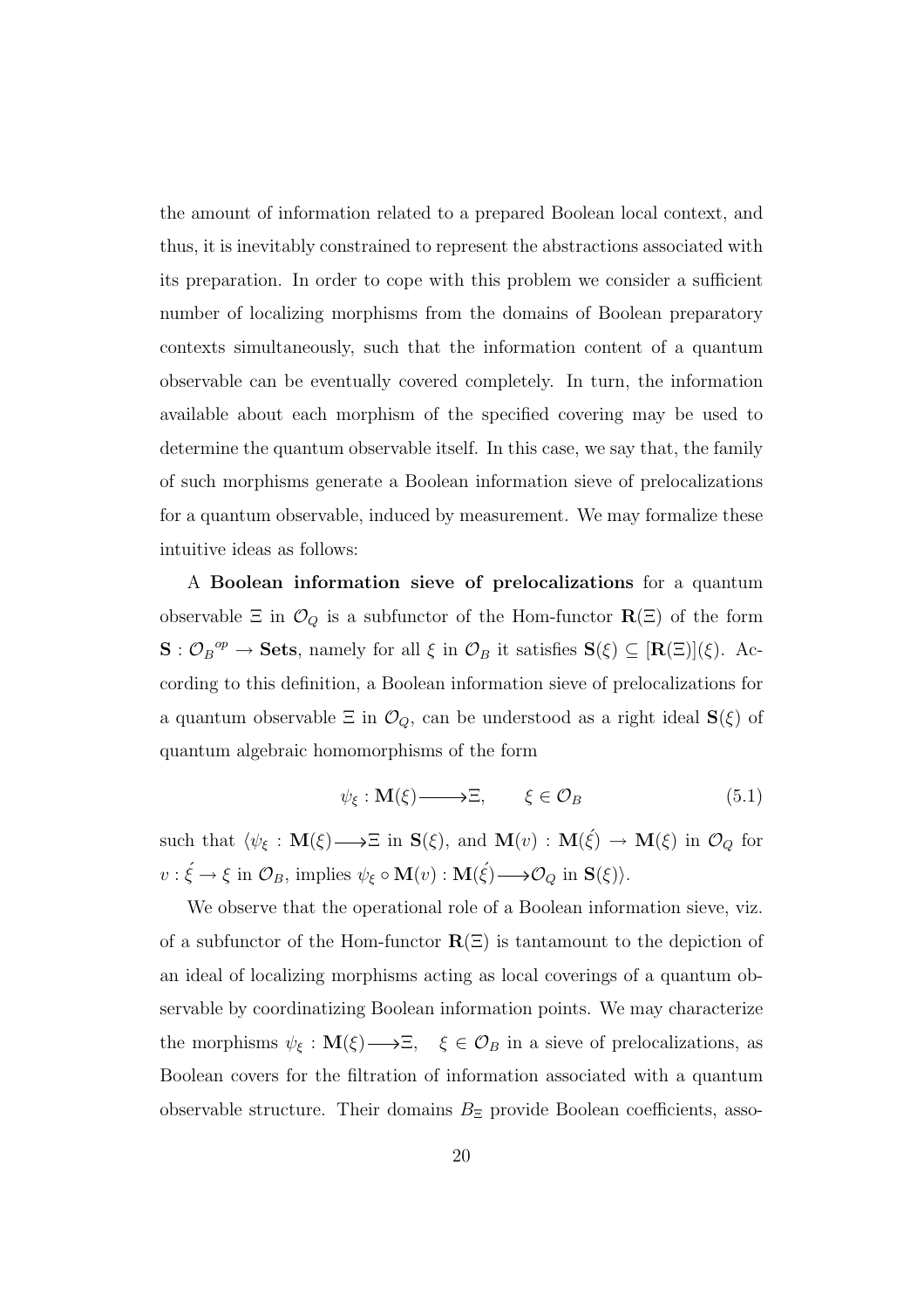the amount of information related to a prepared Boolean local context, and thus, it is inevitably constrained to represent the abstractions associated with its preparation. In order to cope with this problem we consider a sufficient number of localizing morphisms from the domains of Boolean preparatory contexts simultaneously, such that the information content of a quantum observable can be eventually covered completely. In turn, the information available about each morphism of the specified covering may be used to determine the quantum observable itself. In this case, we say that, the family of such morphisms generate a Boolean information sieve of prelocalizations for a quantum observable, induced by measurement. We may formalize these intuitive ideas as follows:

A **Boolean information sieve of prelocalizations** for a quantum observable $\Xi$ in $\mathcal{O}_Q$ is a subfunctor of the Hom-functor $\mathbf{R}(\Xi)$ of the form $\mathbf{S} : {\mathcal{O}_B}^{op} \rightarrow \mathbf{Sets}$, namely for all $\xi$ in $\mathcal{O}_B$ it satisfies $\mathbf{S}(\xi) \subseteq [\mathbf{R}(\Xi)](\xi)$. According to this definition, a Boolean information sieve of prelocalizations for a quantum observable $\Xi$ in $\mathcal{O}_Q$, can be understood as a right ideal $\mathbf{S}(\xi)$ of quantum algebraic homomorphisms of the form

$$\psi_\xi : \mathbf{M}(\xi) \longrightarrow \Xi, \qquad \xi \in \mathcal{O}_B \tag{5.1}$$

such that $\langle \psi_\xi : \mathbf{M}(\xi) \longrightarrow \Xi$ in $\mathbf{S}(\xi)$, and $\mathbf{M}(v) : \mathbf{M}(\acute{\xi}) \rightarrow \mathbf{M}(\xi)$ in $\mathcal{O}_Q$ for $v : \acute{\xi} \rightarrow \xi$ in $\mathcal{O}_B$, implies $\psi_\xi \circ \mathbf{M}(v) : \mathbf{M}(\acute{\xi}) \longrightarrow \mathcal{O}_Q$ in $\mathbf{S}(\xi)\rangle$.

We observe that the operational role of a Boolean information sieve, viz. of a subfunctor of the Hom-functor $\mathbf{R}(\Xi)$ is tantamount to the depiction of an ideal of localizing morphisms acting as local coverings of a quantum observable by coordinatizing Boolean information points. We may characterize the morphisms $\psi_\xi : \mathbf{M}(\xi) \longrightarrow \Xi, \quad \xi \in \mathcal{O}_B$ in a sieve of prelocalizations, as Boolean covers for the filtration of information associated with a quantum observable structure. Their domains $B_\Xi$ provide Boolean coefficients, asso-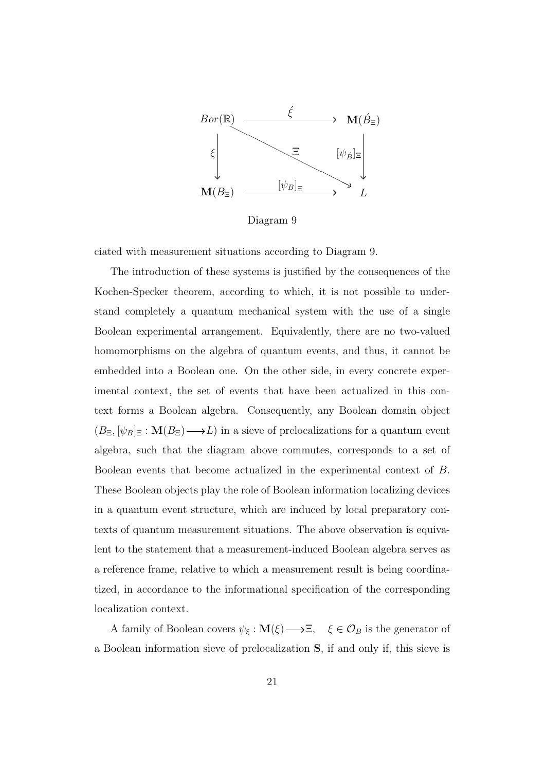$$
\begin{array}{ccc}
Bor(\mathbb{R}) & \xrightarrow{\acute{\xi}} & \mathbf{M}(\acute{B}_{\Xi}) \\
{\scriptstyle \xi}\downarrow & \searrow^{\Xi} & \downarrow{\scriptstyle [\psi_{\acute{B}}]_{\Xi}} \\
\mathbf{M}(B_{\Xi}) & \xrightarrow{[\psi_B]_{\Xi}} & L
\end{array}
$$

Diagram 9

ciated with measurement situations according to Diagram 9.

The introduction of these systems is justified by the consequences of the Kochen-Specker theorem, according to which, it is not possible to understand completely a quantum mechanical system with the use of a single Boolean experimental arrangement. Equivalently, there are no two-valued homomorphisms on the algebra of quantum events, and thus, it cannot be embedded into a Boolean one. On the other side, in every concrete experimental context, the set of events that have been actualized in this context forms a Boolean algebra. Consequently, any Boolean domain object $(B_{\Xi}, [\psi_B]_{\Xi} : \mathbf{M}(B_{\Xi}) \longrightarrow L)$ in a sieve of prelocalizations for a quantum event algebra, such that the diagram above commutes, corresponds to a set of Boolean events that become actualized in the experimental context of $B$. These Boolean objects play the role of Boolean information localizing devices in a quantum event structure, which are induced by local preparatory contexts of quantum measurement situations. The above observation is equivalent to the statement that a measurement-induced Boolean algebra serves as a reference frame, relative to which a measurement result is being coordinatized, in accordance to the informational specification of the corresponding localization context.

A family of Boolean covers $\psi_{\xi} : \mathbf{M}(\xi) \longrightarrow \Xi, \quad \xi \in \mathcal{O}_B$ is the generator of a Boolean information sieve of prelocalization $\mathbf{S}$, if and only if, this sieve is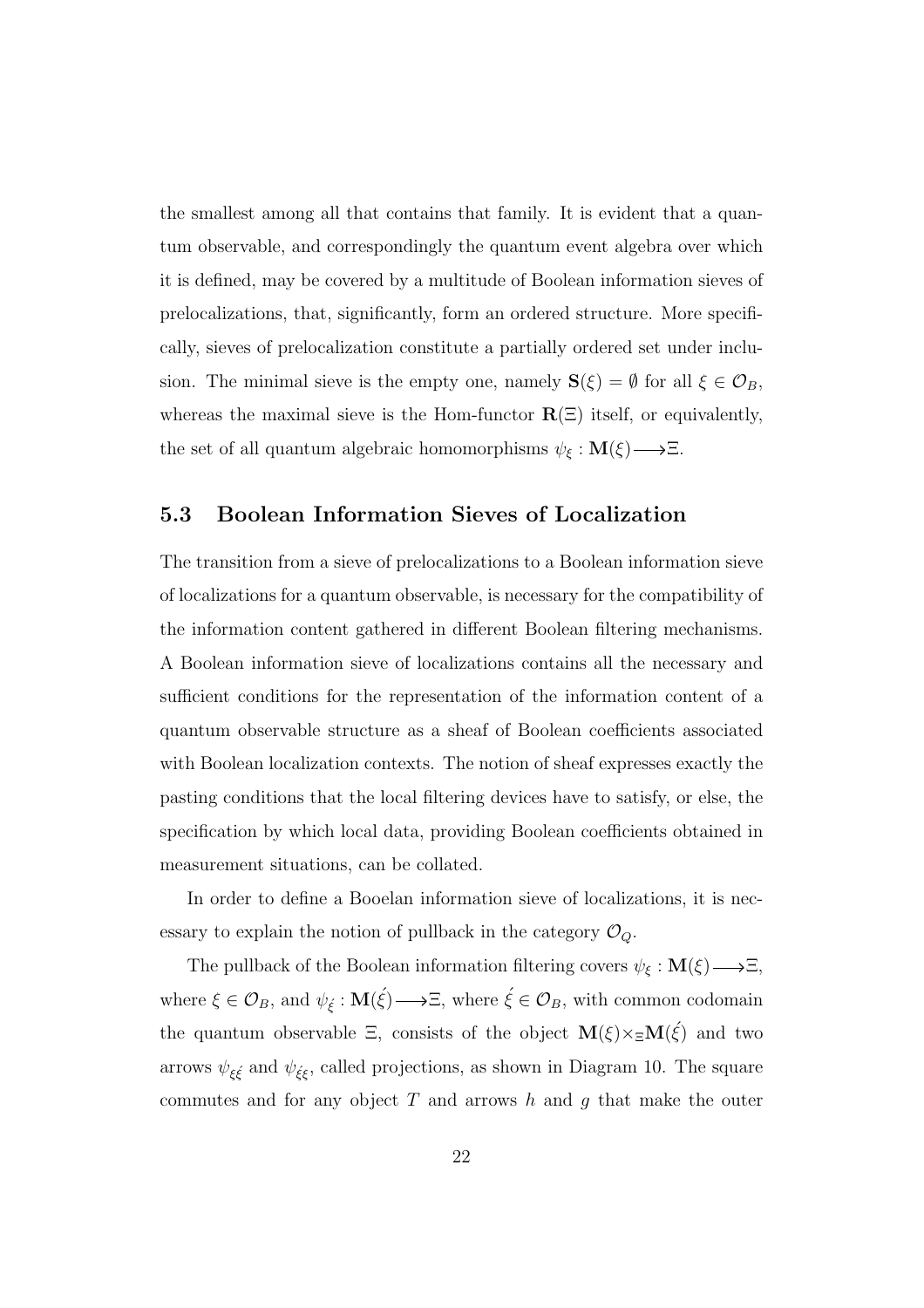the smallest among all that contains that family. It is evident that a quantum observable, and correspondingly the quantum event algebra over which it is defined, may be covered by a multitude of Boolean information sieves of prelocalizations, that, significantly, form an ordered structure. More specifically, sieves of prelocalization constitute a partially ordered set under inclusion. The minimal sieve is the empty one, namely $\mathbf{S}(\xi) = \emptyset$ for all $\xi \in \mathcal{O}_B$, whereas the maximal sieve is the Hom-functor $\mathbf{R}(\Xi)$ itself, or equivalently, the set of all quantum algebraic homomorphisms $\psi_\xi : \mathbf{M}(\xi) \longrightarrow \Xi$.

### 5.3 Boolean Information Sieves of Localization

The transition from a sieve of prelocalizations to a Boolean information sieve of localizations for a quantum observable, is necessary for the compatibility of the information content gathered in different Boolean filtering mechanisms. A Boolean information sieve of localizations contains all the necessary and sufficient conditions for the representation of the information content of a quantum observable structure as a sheaf of Boolean coefficients associated with Boolean localization contexts. The notion of sheaf expresses exactly the pasting conditions that the local filtering devices have to satisfy, or else, the specification by which local data, providing Boolean coefficients obtained in measurement situations, can be collated.

In order to define a Booelan information sieve of localizations, it is necessary to explain the notion of pullback in the category $\mathcal{O}_Q$.

The pullback of the Boolean information filtering covers $\psi_\xi : \mathbf{M}(\xi) \longrightarrow \Xi$, where $\xi \in \mathcal{O}_B$, and $\psi_{\acute{\xi}} : \mathbf{M}(\acute{\xi}) \longrightarrow \Xi$, where $\acute{\xi} \in \mathcal{O}_B$, with common codomain the quantum observable $\Xi$, consists of the object $\mathbf{M}(\xi) \times_\Xi \mathbf{M}(\acute{\xi})$ and two arrows $\psi_{\xi\acute{\xi}}$ and $\psi_{\acute{\xi}\xi}$, called projections, as shown in Diagram 10. The square commutes and for any object $T$ and arrows $h$ and $g$ that make the outer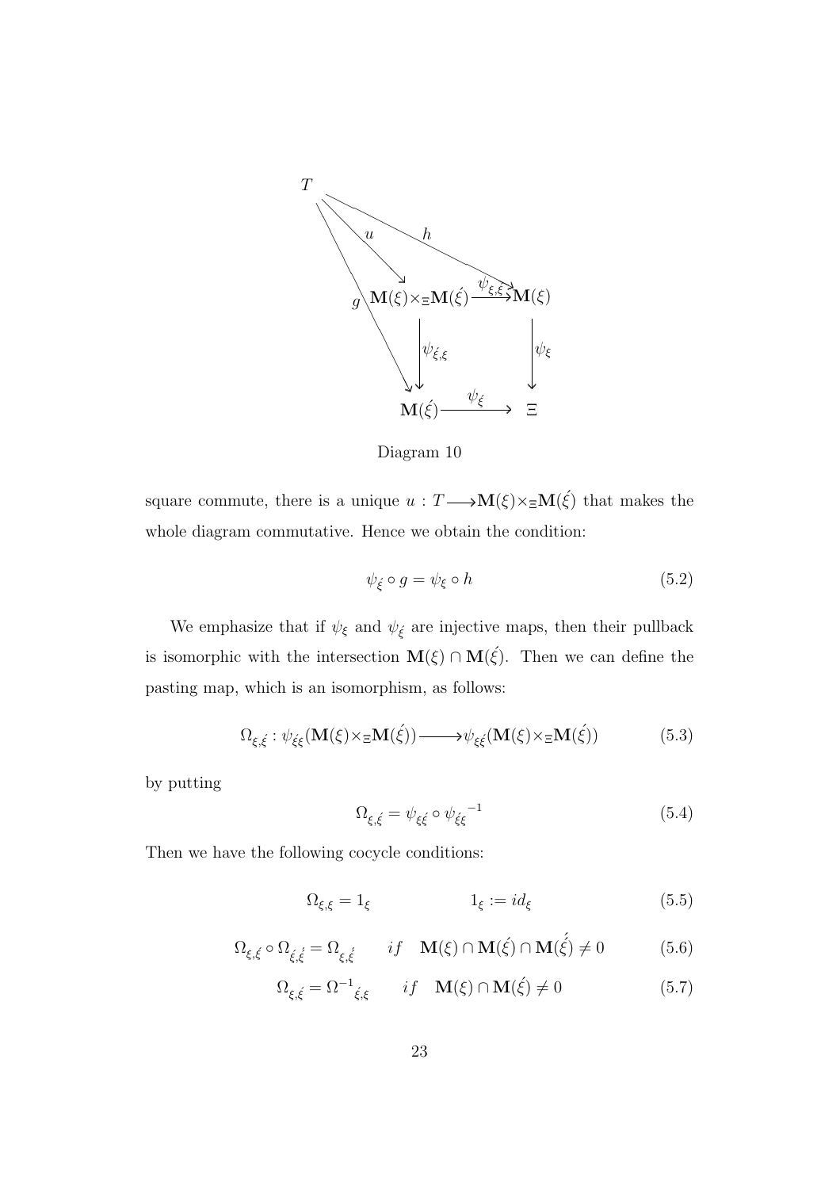$$
\begin{array}{ccccc}
T & & & & \\
& \overset{u}{\searrow} & & \overset{h}{\searrow} & \\
& g & \mathbf{M}(\xi)\times_{\Xi}\mathbf{M}(\acute{\xi}) & \xrightarrow{\psi_{\xi,\acute{\xi}}} & \mathbf{M}(\xi) \\
& & \downarrow \psi_{\acute{\xi},\xi} & & \downarrow \psi_{\xi} \\
& & \mathbf{M}(\acute{\xi}) & \xrightarrow{\psi_{\acute{\xi}}} & \Xi
\end{array}
$$

Diagram 10

square commute, there is a unique $u : T \longrightarrow \mathbf{M}(\xi)\times_{\Xi}\mathbf{M}(\acute{\xi})$ that makes the whole diagram commutative. Hence we obtain the condition:

$$\psi_{\acute{\xi}} \circ g = \psi_{\xi} \circ h \tag{5.2}$$

We emphasize that if $\psi_{\xi}$ and $\psi_{\acute{\xi}}$ are injective maps, then their pullback is isomorphic with the intersection $\mathbf{M}(\xi) \cap \mathbf{M}(\acute{\xi})$. Then we can define the pasting map, which is an isomorphism, as follows:

$$\Omega_{\xi,\acute{\xi}} : \psi_{\acute{\xi}\xi}(\mathbf{M}(\xi)\times_{\Xi}\mathbf{M}(\acute{\xi})) \longrightarrow \psi_{\xi\acute{\xi}}(\mathbf{M}(\xi)\times_{\Xi}\mathbf{M}(\acute{\xi})) \tag{5.3}$$

by putting

$$\Omega_{\xi,\acute{\xi}} = \psi_{\xi\acute{\xi}} \circ {\psi_{\acute{\xi}\xi}}^{-1} \tag{5.4}$$

Then we have the following cocycle conditions:

$$\Omega_{\xi,\xi} = 1_{\xi} \qquad\qquad 1_{\xi} := id_{\xi} \tag{5.5}$$

$$\Omega_{\xi,\acute{\xi}} \circ \Omega_{\acute{\xi},\acute{\acute{\xi}}} = \Omega_{\xi,\acute{\acute{\xi}}} \qquad if \quad \mathbf{M}(\xi) \cap \mathbf{M}(\acute{\xi}) \cap \mathbf{M}(\acute{\acute{\xi}}) \neq 0 \tag{5.6}$$

$$\Omega_{\xi,\acute{\xi}} = {\Omega^{-1}}_{\acute{\xi},\xi} \qquad if \quad \mathbf{M}(\xi) \cap \mathbf{M}(\acute{\xi}) \neq 0 \tag{5.7}$$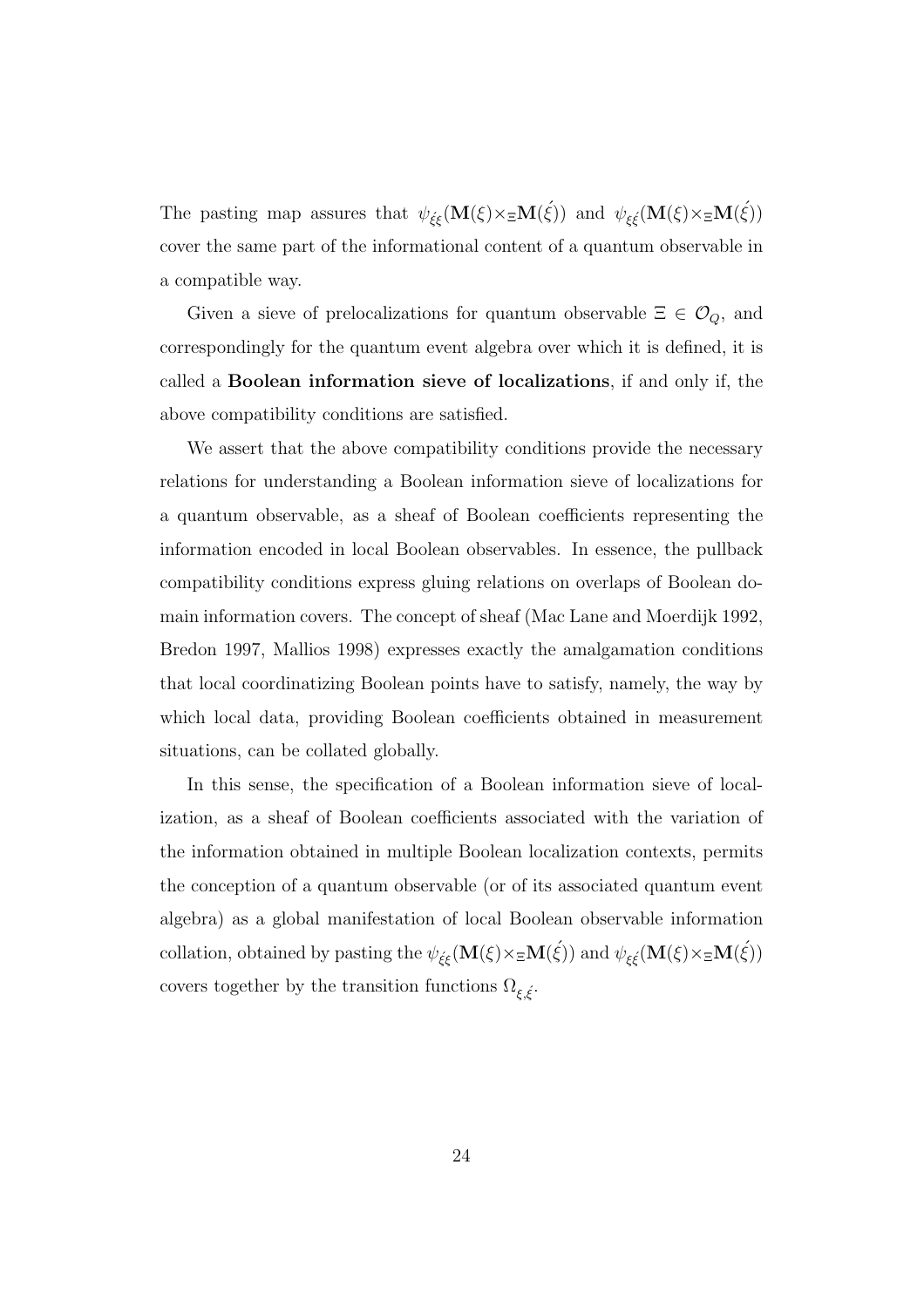The pasting map assures that $\psi_{\acute{\xi}\xi}(\mathbf{M}(\xi) \times_{\Xi} \mathbf{M}(\acute{\xi}))$ and $\psi_{\xi\acute{\xi}}(\mathbf{M}(\xi) \times_{\Xi} \mathbf{M}(\acute{\xi}))$ cover the same part of the informational content of a quantum observable in a compatible way.

Given a sieve of prelocalizations for quantum observable $\Xi \in \mathcal{O}_Q$, and correspondingly for the quantum event algebra over which it is defined, it is called a **Boolean information sieve of localizations**, if and only if, the above compatibility conditions are satisfied.

We assert that the above compatibility conditions provide the necessary relations for understanding a Boolean information sieve of localizations for a quantum observable, as a sheaf of Boolean coefficients representing the information encoded in local Boolean observables. In essence, the pullback compatibility conditions express gluing relations on overlaps of Boolean domain information covers. The concept of sheaf (Mac Lane and Moerdijk 1992, Bredon 1997, Mallios 1998) expresses exactly the amalgamation conditions that local coordinatizing Boolean points have to satisfy, namely, the way by which local data, providing Boolean coefficients obtained in measurement situations, can be collated globally.

In this sense, the specification of a Boolean information sieve of localization, as a sheaf of Boolean coefficients associated with the variation of the information obtained in multiple Boolean localization contexts, permits the conception of a quantum observable (or of its associated quantum event algebra) as a global manifestation of local Boolean observable information collation, obtained by pasting the $\psi_{\acute{\xi}\xi}(\mathbf{M}(\xi) \times_{\Xi} \mathbf{M}(\acute{\xi}))$ and $\psi_{\xi\acute{\xi}}(\mathbf{M}(\xi) \times_{\Xi} \mathbf{M}(\acute{\xi}))$ covers together by the transition functions $\Omega_{\xi,\acute{\xi}}$.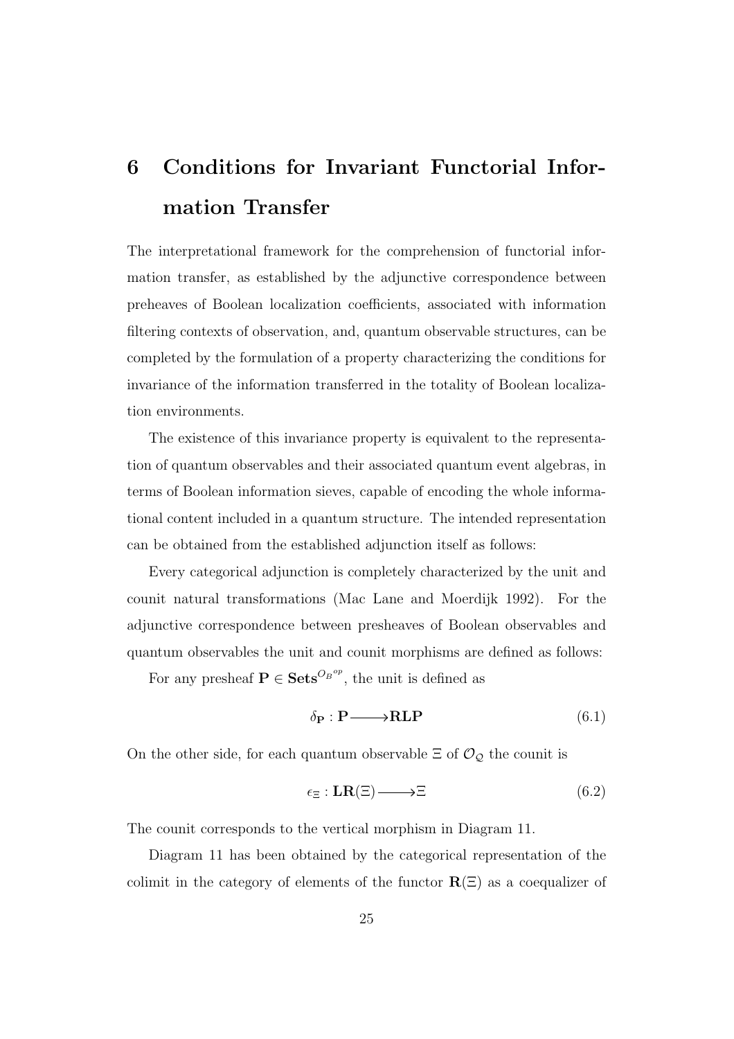# 6 Conditions for Invariant Functorial Information Transfer

The interpretational framework for the comprehension of functorial information transfer, as established by the adjunctive correspondence between preheaves of Boolean localization coefficients, associated with information filtering contexts of observation, and, quantum observable structures, can be completed by the formulation of a property characterizing the conditions for invariance of the information transferred in the totality of Boolean localization environments.

The existence of this invariance property is equivalent to the representation of quantum observables and their associated quantum event algebras, in terms of Boolean information sieves, capable of encoding the whole informational content included in a quantum structure. The intended representation can be obtained from the established adjunction itself as follows:

Every categorical adjunction is completely characterized by the unit and counit natural transformations (Mac Lane and Moerdijk 1992). For the adjunctive correspondence between presheaves of Boolean observables and quantum observables the unit and counit morphisms are defined as follows:

For any presheaf $\mathbf{P} \in \mathbf{Sets}^{\mathcal{O}_B{}^{op}}$, the unit is defined as

$$\delta_{\mathbf{P}} : \mathbf{P} \longrightarrow \mathbf{RLP} \tag{6.1}$$

On the other side, for each quantum observable $\Xi$ of $\mathcal{O}_{\mathcal{Q}}$ the counit is

$$\epsilon_{\Xi} : \mathbf{LR}(\Xi) \longrightarrow \Xi \tag{6.2}$$

The counit corresponds to the vertical morphism in Diagram 11.

Diagram 11 has been obtained by the categorical representation of the colimit in the category of elements of the functor $\mathbf{R}(\Xi)$ as a coequalizer of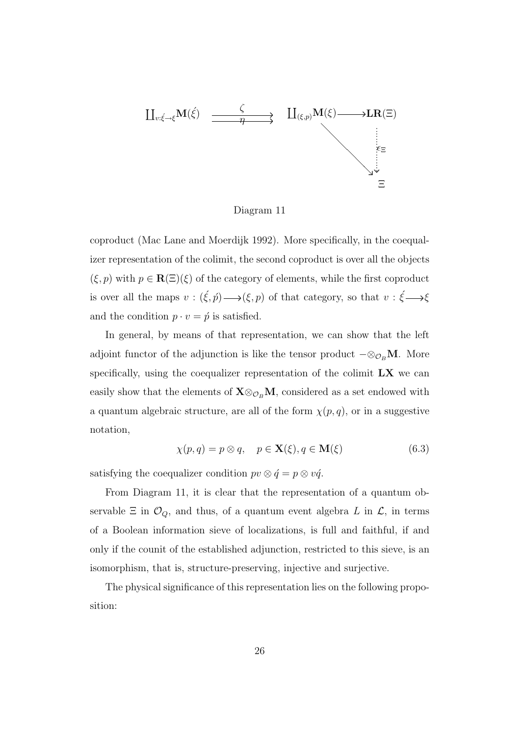$$
\coprod_{v:\acute{\xi}\to\xi}\mathbf{M}(\acute{\xi}) \xrightarrow[\eta]{\zeta} \coprod_{(\xi,p)}\mathbf{M}(\xi) \longrightarrow \mathbf{LR}(\Xi) \xrightarrow{\epsilon_{\Xi}} \Xi
$$

Diagram 11

coproduct (Mac Lane and Moerdijk 1992). More specifically, in the coequalizer representation of the colimit, the second coproduct is over all the objects $(\xi, p)$ with $p \in \mathbf{R}(\Xi)(\xi)$ of the category of elements, while the first coproduct is over all the maps $v : (\acute{\xi}, \acute{p}) \longrightarrow (\xi, p)$ of that category, so that $v : \acute{\xi} \longrightarrow \xi$ and the condition $p \cdot v = \acute{p}$ is satisfied.

In general, by means of that representation, we can show that the left adjoint functor of the adjunction is like the tensor product $-\otimes_{\mathcal{O}_B}\mathbf{M}$. More specifically, using the coequalizer representation of the colimit $\mathbf{LX}$ we can easily show that the elements of $\mathbf{X}\otimes_{\mathcal{O}_B}\mathbf{M}$, considered as a set endowed with a quantum algebraic structure, are all of the form $\chi(p, q)$, or in a suggestive notation,

$$
\chi(p, q) = p \otimes q, \quad p \in \mathbf{X}(\xi), q \in \mathbf{M}(\xi) \tag{6.3}
$$

satisfying the coequalizer condition $pv \otimes \acute{q} = p \otimes v\acute{q}$.

From Diagram 11, it is clear that the representation of a quantum observable $\Xi$ in $\mathcal{O}_Q$, and thus, of a quantum event algebra $L$ in $\mathcal{L}$, in terms of a Boolean information sieve of localizations, is full and faithful, if and only if the counit of the established adjunction, restricted to this sieve, is an isomorphism, that is, structure-preserving, injective and surjective.

The physical significance of this representation lies on the following proposition: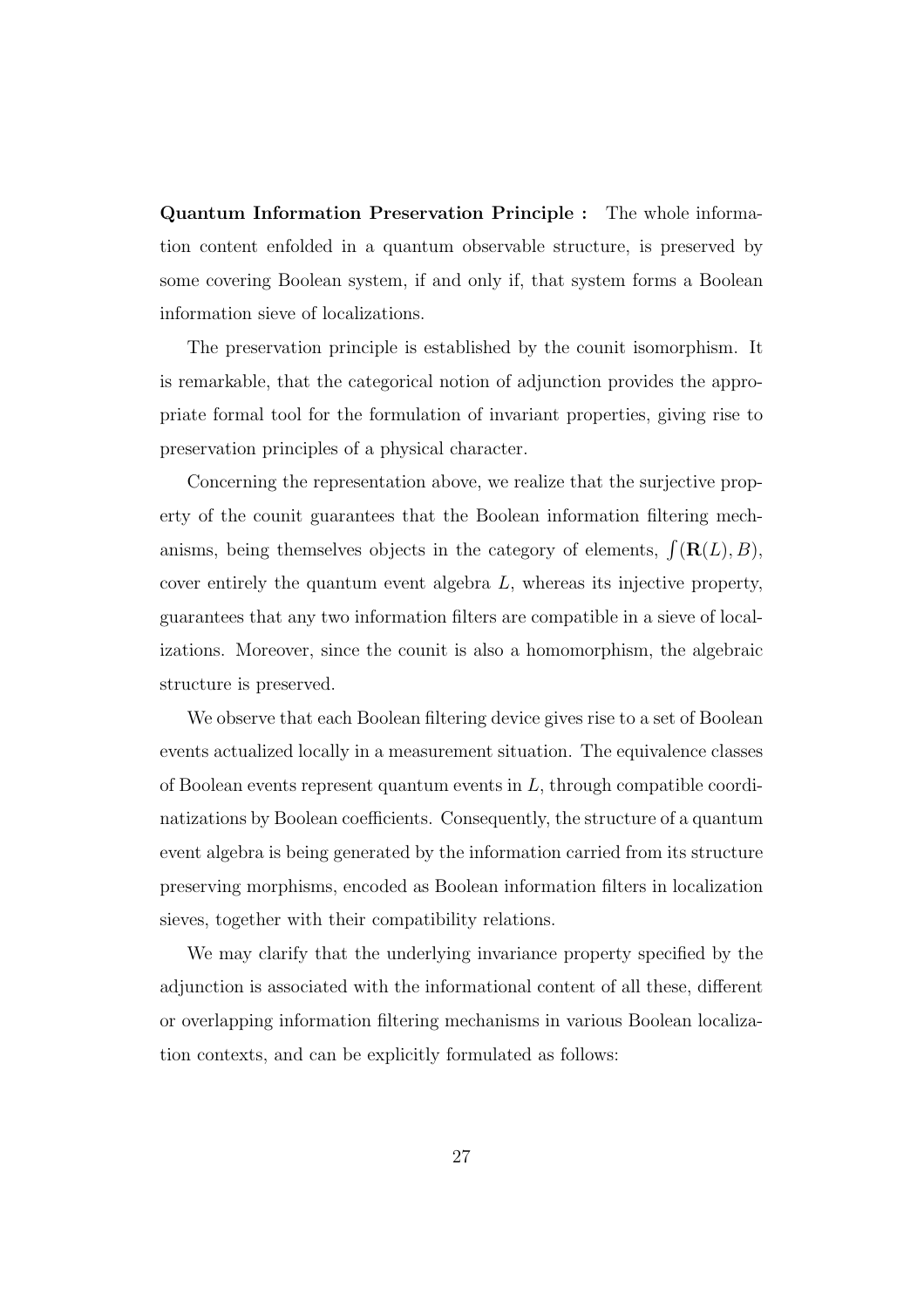**Quantum Information Preservation Principle :** The whole information content enfolded in a quantum observable structure, is preserved by some covering Boolean system, if and only if, that system forms a Boolean information sieve of localizations.

The preservation principle is established by the counit isomorphism. It is remarkable, that the categorical notion of adjunction provides the appropriate formal tool for the formulation of invariant properties, giving rise to preservation principles of a physical character.

Concerning the representation above, we realize that the surjective property of the counit guarantees that the Boolean information filtering mechanisms, being themselves objects in the category of elements, $\int(\mathbf{R}(L), B)$, cover entirely the quantum event algebra $L$, whereas its injective property, guarantees that any two information filters are compatible in a sieve of localizations. Moreover, since the counit is also a homomorphism, the algebraic structure is preserved.

We observe that each Boolean filtering device gives rise to a set of Boolean events actualized locally in a measurement situation. The equivalence classes of Boolean events represent quantum events in $L$, through compatible coordinatizations by Boolean coefficients. Consequently, the structure of a quantum event algebra is being generated by the information carried from its structure preserving morphisms, encoded as Boolean information filters in localization sieves, together with their compatibility relations.

We may clarify that the underlying invariance property specified by the adjunction is associated with the informational content of all these, different or overlapping information filtering mechanisms in various Boolean localization contexts, and can be explicitly formulated as follows: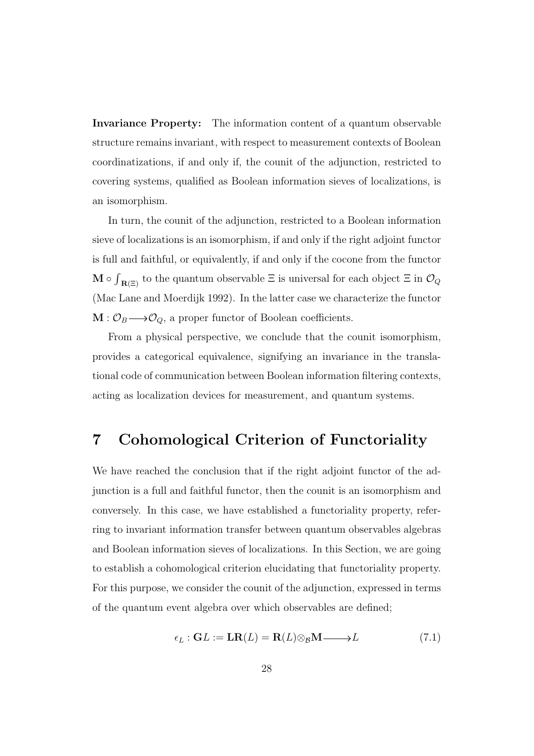**Invariance Property:** The information content of a quantum observable structure remains invariant, with respect to measurement contexts of Boolean coordinatizations, if and only if, the counit of the adjunction, restricted to covering systems, qualified as Boolean information sieves of localizations, is an isomorphism.

In turn, the counit of the adjunction, restricted to a Boolean information sieve of localizations is an isomorphism, if and only if the right adjoint functor is full and faithful, or equivalently, if and only if the cocone from the functor $\mathbf{M} \circ \int_{\mathbf{R}(\Xi)}$ to the quantum observable $\Xi$ is universal for each object $\Xi$ in $\mathcal{O}_Q$ (Mac Lane and Moerdijk 1992). In the latter case we characterize the functor $\mathbf{M} : \mathcal{O}_B \longrightarrow \mathcal{O}_Q$, a proper functor of Boolean coefficients.

From a physical perspective, we conclude that the counit isomorphism, provides a categorical equivalence, signifying an invariance in the translational code of communication between Boolean information filtering contexts, acting as localization devices for measurement, and quantum systems.

# 7 Cohomological Criterion of Functoriality

We have reached the conclusion that if the right adjoint functor of the adjunction is a full and faithful functor, then the counit is an isomorphism and conversely. In this case, we have established a functoriality property, referring to invariant information transfer between quantum observables algebras and Boolean information sieves of localizations. In this Section, we are going to establish a cohomological criterion elucidating that functoriality property. For this purpose, we consider the counit of the adjunction, expressed in terms of the quantum event algebra over which observables are defined;

$$\epsilon_L : \mathbf{G}L := \mathbf{LR}(L) = \mathbf{R}(L) \otimes_{\mathcal{B}} \mathbf{M} \longrightarrow L \tag{7.1}$$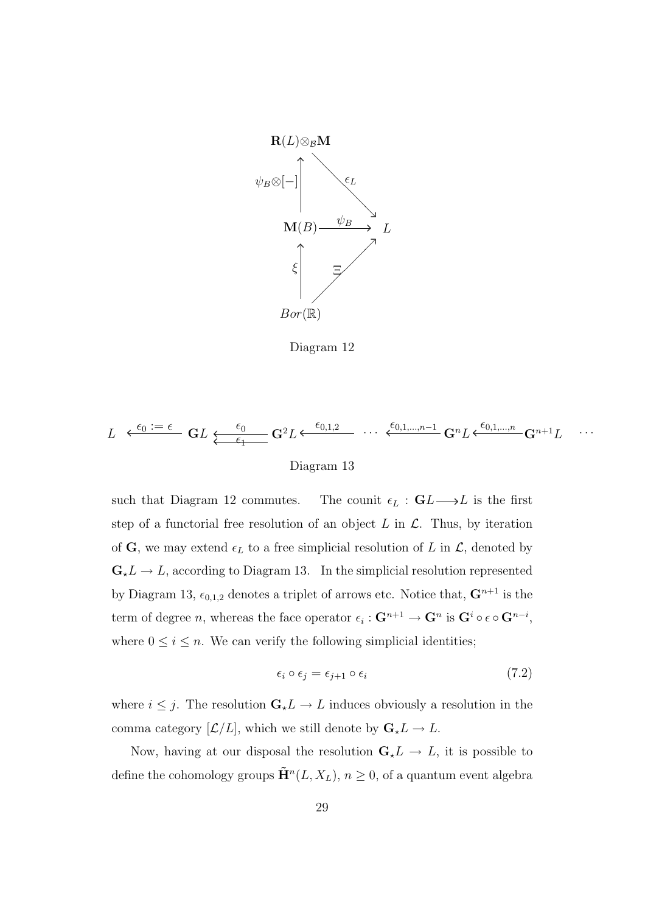$$
\begin{array}{ccc}
\mathbf{R}(L) \otimes_{\mathcal{B}} \mathbf{M} & & \\
\uparrow \psi_B \otimes [-] & \searrow \epsilon_L & \\
\mathbf{M}(B) & \xrightarrow{\psi_B} & L \\
\uparrow \xi & \nearrow \Xi & \\
Bor(\mathbb{R}) & &
\end{array}
$$

Diagram 12

$$
L \xleftarrow{\epsilon_0 := \epsilon} \mathbf{G}L \underset{\epsilon_1}{\overset{\epsilon_0}{\leftleftarrows}} \mathbf{G}^2 L \xleftarrow{\epsilon_{0,1,2}} \cdots \xleftarrow{\epsilon_{0,1,\ldots,n-1}} \mathbf{G}^n L \xleftarrow{\epsilon_{0,1,\ldots,n}} \mathbf{G}^{n+1} L \quad \cdots
$$

Diagram 13

such that Diagram 12 commutes. The counit $\epsilon_L : \mathbf{G}L \longrightarrow L$ is the first step of a functorial free resolution of an object $L$ in $\mathcal{L}$. Thus, by iteration of $\mathbf{G}$, we may extend $\epsilon_L$ to a free simplicial resolution of $L$ in $\mathcal{L}$, denoted by $\mathbf{G}_\star L \to L$, according to Diagram 13. In the simplicial resolution represented by Diagram 13, $\epsilon_{0,1,2}$ denotes a triplet of arrows etc. Notice that, $\mathbf{G}^{n+1}$ is the term of degree $n$, whereas the face operator $\epsilon_i : \mathbf{G}^{n+1} \to \mathbf{G}^n$ is $\mathbf{G}^i \circ \epsilon \circ \mathbf{G}^{n-i}$, where $0 \leq i \leq n$. We can verify the following simplicial identities;

$$
\epsilon_i \circ \epsilon_j = \epsilon_{j+1} \circ \epsilon_i \tag{7.2}
$$

where $i \leq j$. The resolution $\mathbf{G}_\star L \to L$ induces obviously a resolution in the comma category $[\mathcal{L}/L]$, which we still denote by $\mathbf{G}_\star L \to L$.

Now, having at our disposal the resolution $\mathbf{G}_\star L \to L$, it is possible to define the cohomology groups $\tilde{\mathbf{H}}^n(L, X_L)$, $n \geq 0$, of a quantum event algebra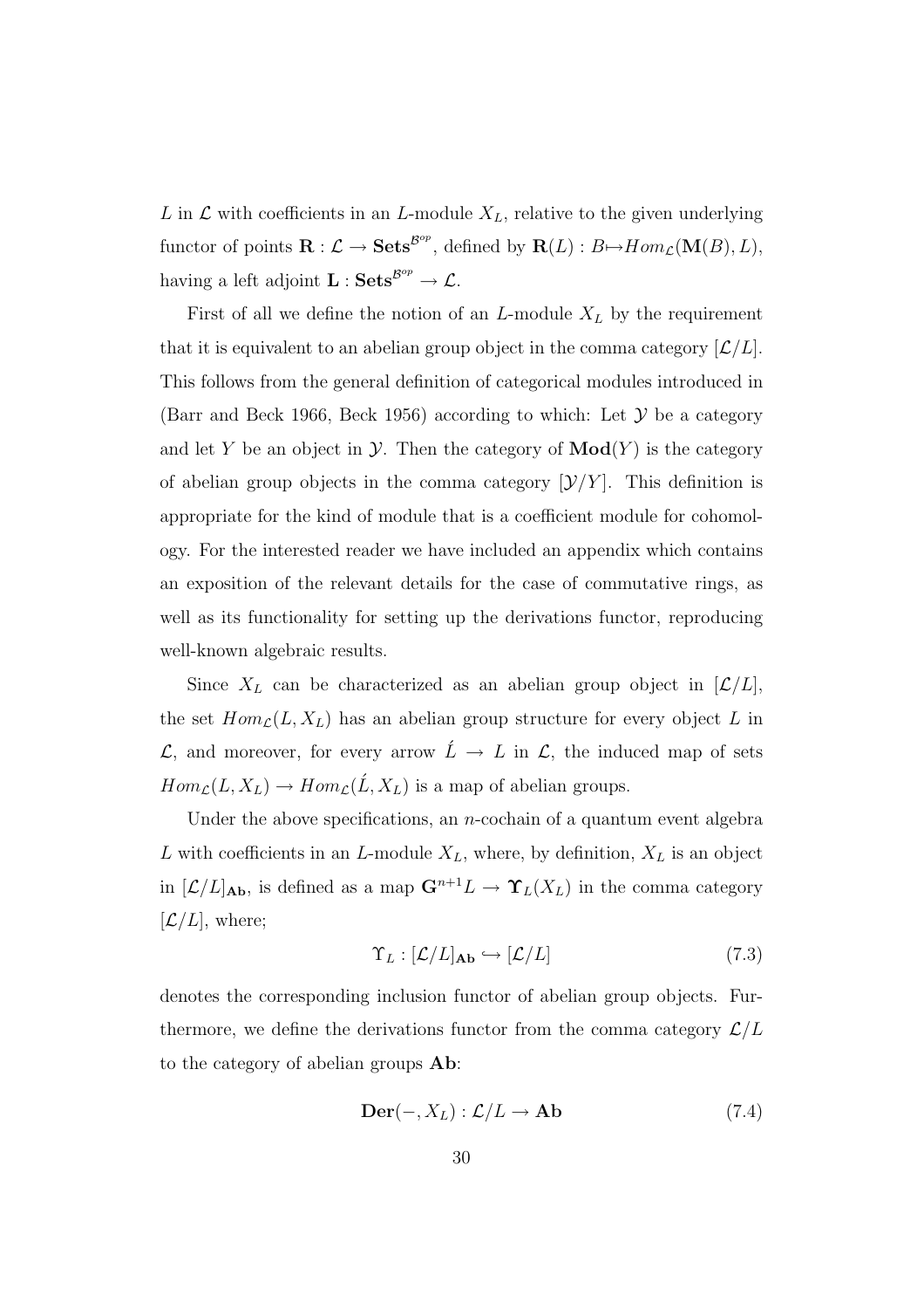$L$ in $\mathcal{L}$ with coefficients in an $L$-module $X_L$, relative to the given underlying functor of points $\mathbf{R} : \mathcal{L} \to \mathbf{Sets}^{\mathcal{B}^{op}}$, defined by $\mathbf{R}(L) : B \mapsto Hom_{\mathcal{L}}(\mathbf{M}(B), L)$, having a left adjoint $\mathbf{L} : \mathbf{Sets}^{\mathcal{B}^{op}} \to \mathcal{L}$.

First of all we define the notion of an $L$-module $X_L$ by the requirement that it is equivalent to an abelian group object in the comma category $[\mathcal{L}/L]$. This follows from the general definition of categorical modules introduced in (Barr and Beck 1966, Beck 1956) according to which: Let $\mathcal{Y}$ be a category and let $Y$ be an object in $\mathcal{Y}$. Then the category of $\mathbf{Mod}(Y)$ is the category of abelian group objects in the comma category $[\mathcal{Y}/Y]$. This definition is appropriate for the kind of module that is a coefficient module for cohomology. For the interested reader we have included an appendix which contains an exposition of the relevant details for the case of commutative rings, as well as its functionality for setting up the derivations functor, reproducing well-known algebraic results.

Since $X_L$ can be characterized as an abelian group object in $[\mathcal{L}/L]$, the set $Hom_{\mathcal{L}}(L, X_L)$ has an abelian group structure for every object $L$ in $\mathcal{L}$, and moreover, for every arrow $\acute{L} \to L$ in $\mathcal{L}$, the induced map of sets $Hom_{\mathcal{L}}(L, X_L) \to Hom_{\mathcal{L}}(\acute{L}, X_L)$ is a map of abelian groups.

Under the above specifications, an $n$-cochain of a quantum event algebra $L$ with coefficients in an $L$-module $X_L$, where, by definition, $X_L$ is an object in $[\mathcal{L}/L]_{\mathbf{Ab}}$, is defined as a map $\mathbf{G}^{n+1}L \to \boldsymbol{\Upsilon}_L(X_L)$ in the comma category $[\mathcal{L}/L]$, where;

$$\Upsilon_L : [\mathcal{L}/L]_{\mathbf{Ab}} \hookrightarrow [\mathcal{L}/L] \tag{7.3}$$

denotes the corresponding inclusion functor of abelian group objects. Furthermore, we define the derivations functor from the comma category $\mathcal{L}/L$ to the category of abelian groups $\mathbf{Ab}$:

$$\mathbf{Der}(-, X_L) : \mathcal{L}/L \to \mathbf{Ab} \tag{7.4}$$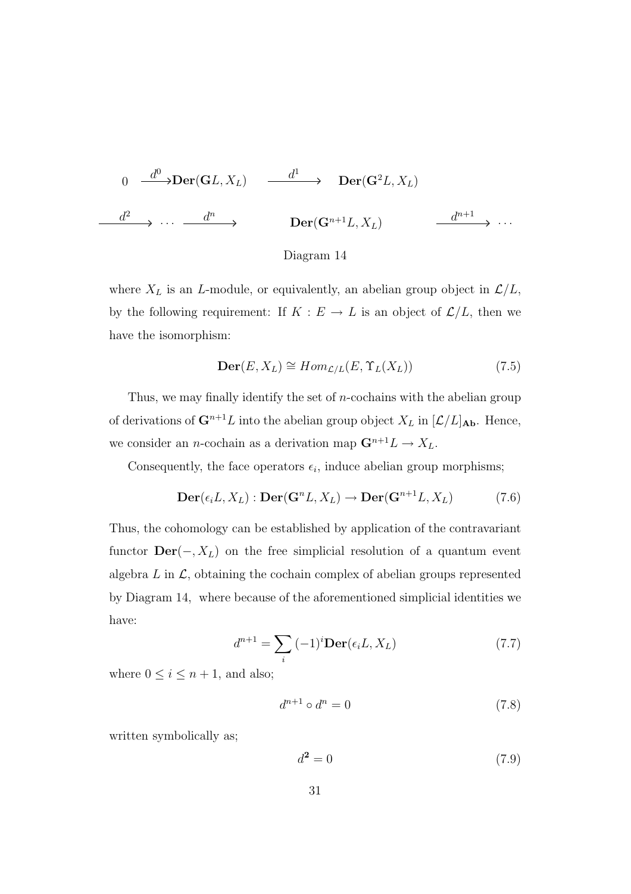$$0 \xrightarrow{d^0} \mathbf{Der}(\mathbf{G}L, X_L) \xrightarrow{d^1} \mathbf{Der}(\mathbf{G}^2L, X_L)$$

$$\xrightarrow{d^2} \cdots \xrightarrow{d^n} \mathbf{Der}(\mathbf{G}^{n+1}L, X_L) \xrightarrow{d^{n+1}} \cdots$$

Diagram 14

where $X_L$ is an $L$-module, or equivalently, an abelian group object in $\mathcal{L}/L$, by the following requirement: If $K : E \to L$ is an object of $\mathcal{L}/L$, then we have the isomorphism:

$$\mathbf{Der}(E, X_L) \cong Hom_{\mathcal{L}/L}(E, \Upsilon_L(X_L)) \tag{7.5}$$

Thus, we may finally identify the set of $n$-cochains with the abelian group of derivations of $\mathbf{G}^{n+1}L$ into the abelian group object $X_L$ in $[\mathcal{L}/L]_{\mathbf{Ab}}$. Hence, we consider an $n$-cochain as a derivation map $\mathbf{G}^{n+1}L \to X_L$.

Consequently, the face operators $\epsilon_i$, induce abelian group morphisms;

$$\mathbf{Der}(\epsilon_i L, X_L) : \mathbf{Der}(\mathbf{G}^n L, X_L) \to \mathbf{Der}(\mathbf{G}^{n+1}L, X_L) \tag{7.6}$$

Thus, the cohomology can be established by application of the contravariant functor $\mathbf{Der}(-, X_L)$ on the free simplicial resolution of a quantum event algebra $L$ in $\mathcal{L}$, obtaining the cochain complex of abelian groups represented by Diagram 14, where because of the aforementioned simplicial identities we have:

$$d^{n+1} = \sum_i (-1)^i \mathbf{Der}(\epsilon_i L, X_L) \tag{7.7}$$

where $0 \leq i \leq n+1$, and also;

$$d^{n+1} \circ d^n = 0 \tag{7.8}$$

written symbolically as;

$$d^{\mathbf{2}} = 0 \tag{7.9}$$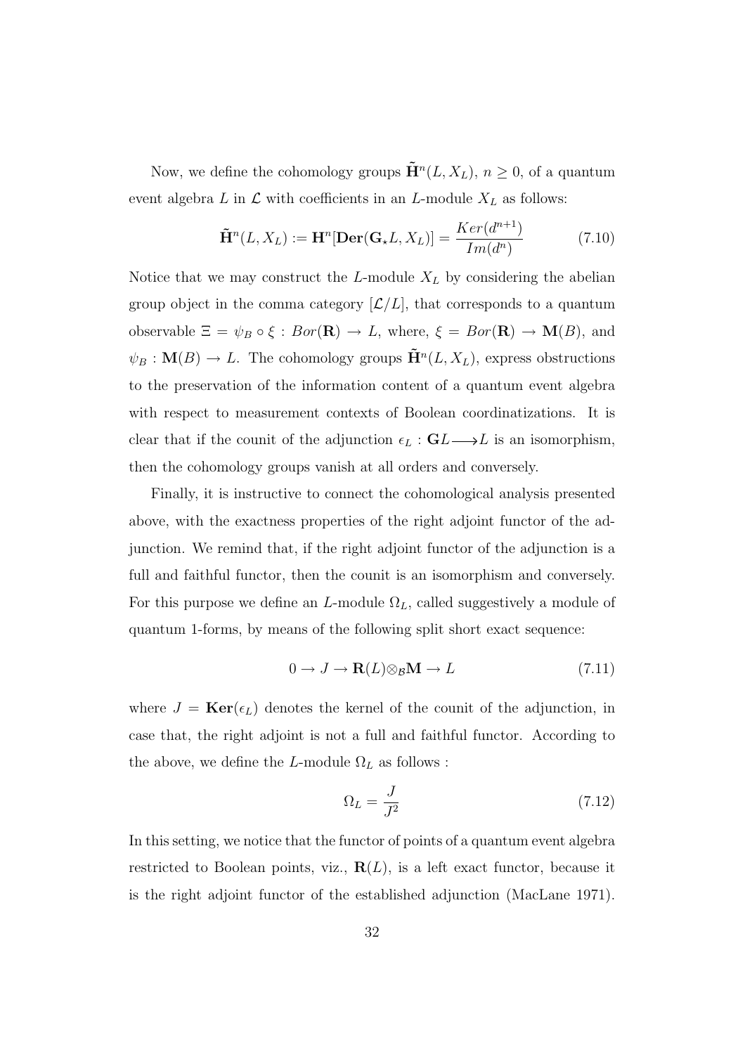Now, we define the cohomology groups $\tilde{\mathbf{H}}^n(L, X_L)$, $n \geq 0$, of a quantum event algebra $L$ in $\mathcal{L}$ with coefficients in an $L$-module $X_L$ as follows:

$$\tilde{\mathbf{H}}^n(L, X_L) := \mathbf{H}^n[\mathbf{Der}(\mathbf{G}_\star L, X_L)] = \frac{Ker(d^{n+1})}{Im(d^n)} \tag{7.10}$$

Notice that we may construct the $L$-module $X_L$ by considering the abelian group object in the comma category $[\mathcal{L}/L]$, that corresponds to a quantum observable $\Xi = \psi_B \circ \xi : Bor(\mathbf{R}) \to L$, where, $\xi = Bor(\mathbf{R}) \to \mathbf{M}(B)$, and $\psi_B : \mathbf{M}(B) \to L$. The cohomology groups $\tilde{\mathbf{H}}^n(L, X_L)$, express obstructions to the preservation of the information content of a quantum event algebra with respect to measurement contexts of Boolean coordinatizations. It is clear that if the counit of the adjunction $\epsilon_L : \mathbf{G}L \longrightarrow L$ is an isomorphism, then the cohomology groups vanish at all orders and conversely.

Finally, it is instructive to connect the cohomological analysis presented above, with the exactness properties of the right adjoint functor of the adjunction. We remind that, if the right adjoint functor of the adjunction is a full and faithful functor, then the counit is an isomorphism and conversely. For this purpose we define an $L$-module $\Omega_L$, called suggestively a module of quantum 1-forms, by means of the following split short exact sequence:

$$0 \to J \to \mathbf{R}(L) \otimes_{\mathcal{B}} \mathbf{M} \to L \tag{7.11}$$

where $J = \mathbf{Ker}(\epsilon_L)$ denotes the kernel of the counit of the adjunction, in case that, the right adjoint is not a full and faithful functor. According to the above, we define the $L$-module $\Omega_L$ as follows :

$$\Omega_L = \frac{J}{J^2} \tag{7.12}$$

In this setting, we notice that the functor of points of a quantum event algebra restricted to Boolean points, viz., $\mathbf{R}(L)$, is a left exact functor, because it is the right adjoint functor of the established adjunction (MacLane 1971).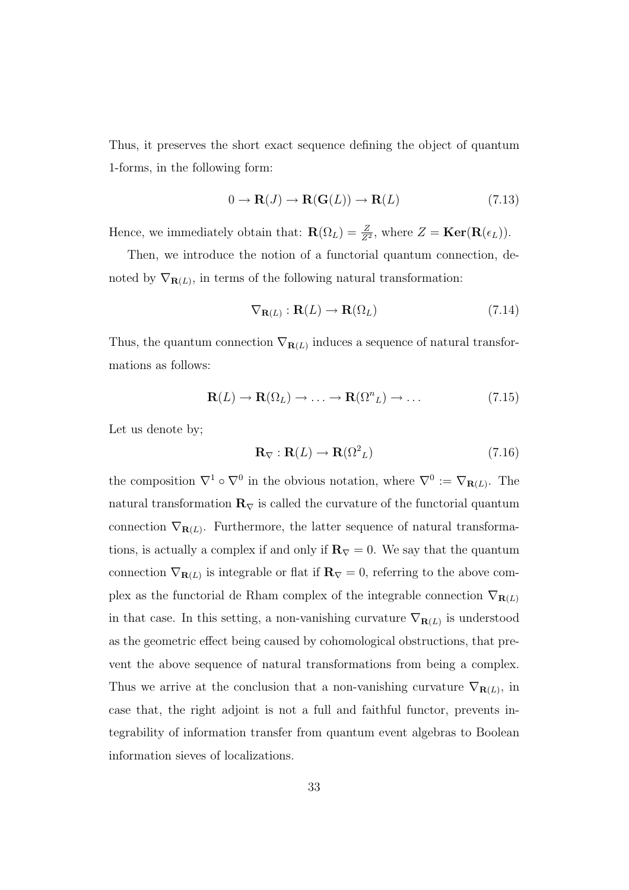Thus, it preserves the short exact sequence defining the object of quantum 1-forms, in the following form:

$$0 \to \mathbf{R}(J) \to \mathbf{R}(\mathbf{G}(L)) \to \mathbf{R}(L) \tag{7.13}$$

Hence, we immediately obtain that: $\mathbf{R}(\Omega_L) = \frac{Z}{Z^2}$, where $Z = \mathbf{Ker}(\mathbf{R}(\epsilon_L))$.

Then, we introduce the notion of a functorial quantum connection, denoted by $\nabla_{\mathbf{R}(L)}$, in terms of the following natural transformation:

$$\nabla_{\mathbf{R}(L)} : \mathbf{R}(L) \to \mathbf{R}(\Omega_L) \tag{7.14}$$

Thus, the quantum connection $\nabla_{\mathbf{R}(L)}$ induces a sequence of natural transformations as follows:

$$\mathbf{R}(L) \to \mathbf{R}(\Omega_L) \to \ldots \to \mathbf{R}({\Omega^n}_L) \to \ldots \tag{7.15}$$

Let us denote by;

$$\mathbf{R}_\nabla : \mathbf{R}(L) \to \mathbf{R}({\Omega^2}_L) \tag{7.16}$$

the composition $\nabla^1 \circ \nabla^0$ in the obvious notation, where $\nabla^0 := \nabla_{\mathbf{R}(L)}$. The natural transformation $\mathbf{R}_\nabla$ is called the curvature of the functorial quantum connection $\nabla_{\mathbf{R}(L)}$. Furthermore, the latter sequence of natural transformations, is actually a complex if and only if $\mathbf{R}_\nabla = 0$. We say that the quantum connection $\nabla_{\mathbf{R}(L)}$ is integrable or flat if $\mathbf{R}_\nabla = 0$, referring to the above complex as the functorial de Rham complex of the integrable connection $\nabla_{\mathbf{R}(L)}$ in that case. In this setting, a non-vanishing curvature $\nabla_{\mathbf{R}(L)}$ is understood as the geometric effect being caused by cohomological obstructions, that prevent the above sequence of natural transformations from being a complex. Thus we arrive at the conclusion that a non-vanishing curvature $\nabla_{\mathbf{R}(L)}$, in case that, the right adjoint is not a full and faithful functor, prevents integrability of information transfer from quantum event algebras to Boolean information sieves of localizations.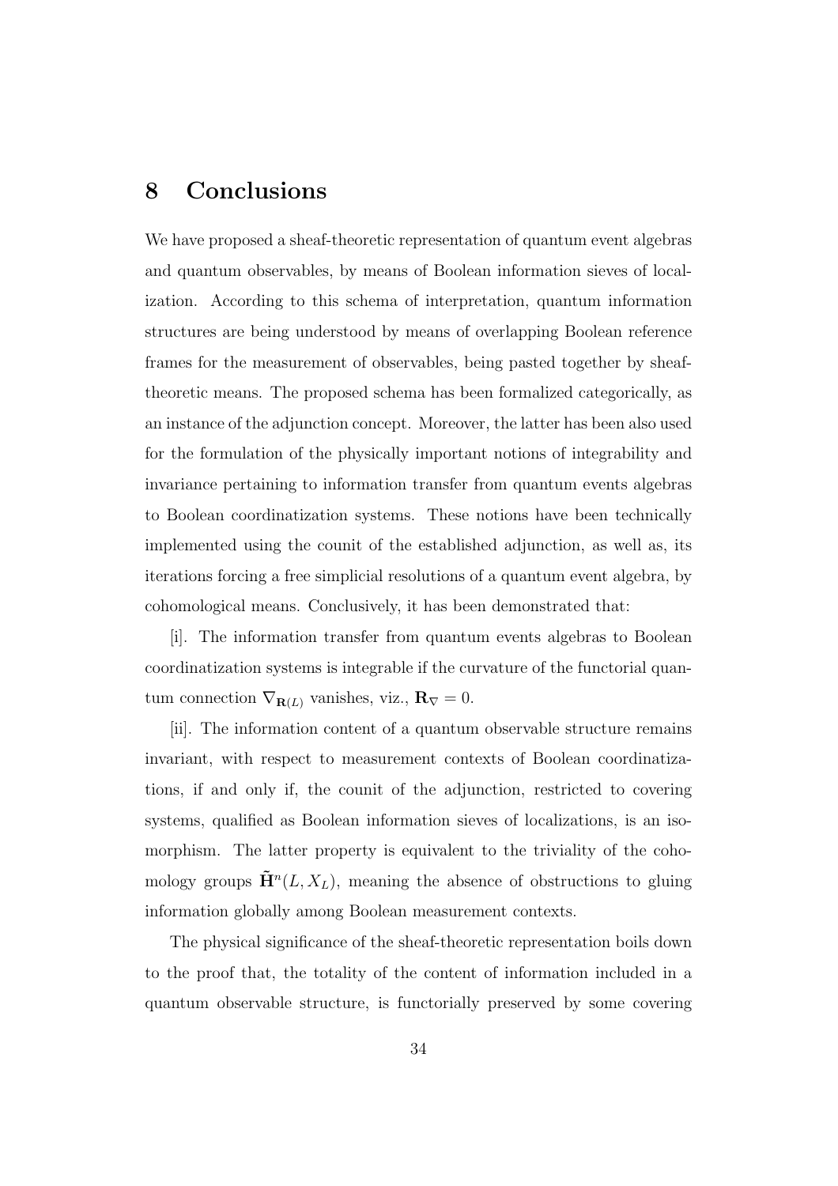## 8 Conclusions

We have proposed a sheaf-theoretic representation of quantum event algebras and quantum observables, by means of Boolean information sieves of localization. According to this schema of interpretation, quantum information structures are being understood by means of overlapping Boolean reference frames for the measurement of observables, being pasted together by sheaf-theoretic means. The proposed schema has been formalized categorically, as an instance of the adjunction concept. Moreover, the latter has been also used for the formulation of the physically important notions of integrability and invariance pertaining to information transfer from quantum events algebras to Boolean coordinatization systems. These notions have been technically implemented using the counit of the established adjunction, as well as, its iterations forcing a free simplicial resolutions of a quantum event algebra, by cohomological means. Conclusively, it has been demonstrated that:

[i]. The information transfer from quantum events algebras to Boolean coordinatization systems is integrable if the curvature of the functorial quantum connection $\nabla_{\mathbf{R}(L)}$ vanishes, viz., $\mathbf{R}_{\nabla} = 0$.

[ii]. The information content of a quantum observable structure remains invariant, with respect to measurement contexts of Boolean coordinatizations, if and only if, the counit of the adjunction, restricted to covering systems, qualified as Boolean information sieves of localizations, is an isomorphism. The latter property is equivalent to the triviality of the cohomology groups $\tilde{\mathbf{H}}^n(L, X_L)$, meaning the absence of obstructions to gluing information globally among Boolean measurement contexts.

The physical significance of the sheaf-theoretic representation boils down to the proof that, the totality of the content of information included in a quantum observable structure, is functorially preserved by some covering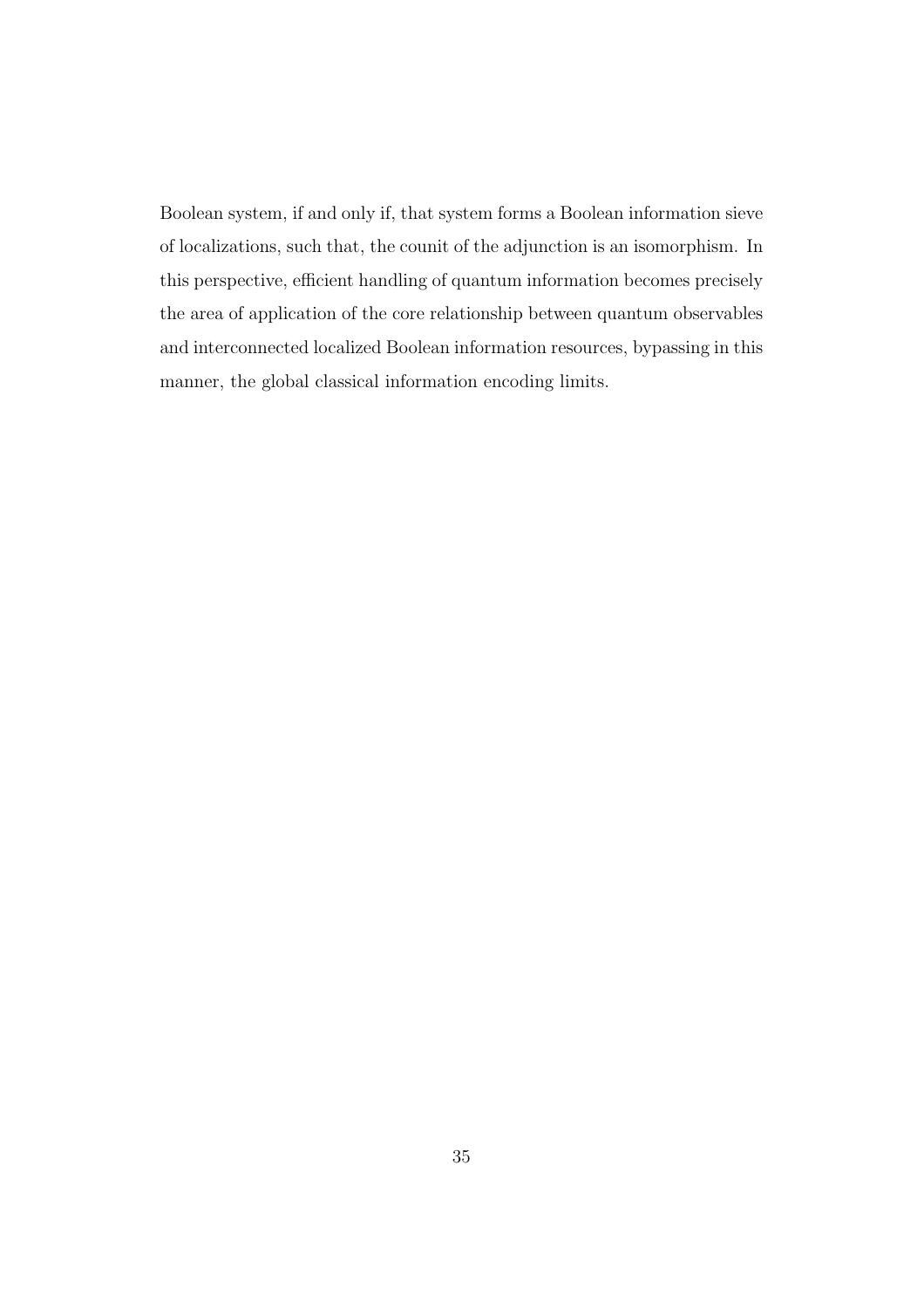Boolean system, if and only if, that system forms a Boolean information sieve of localizations, such that, the counit of the adjunction is an isomorphism. In this perspective, efficient handling of quantum information becomes precisely the area of application of the core relationship between quantum observables and interconnected localized Boolean information resources, bypassing in this manner, the global classical information encoding limits.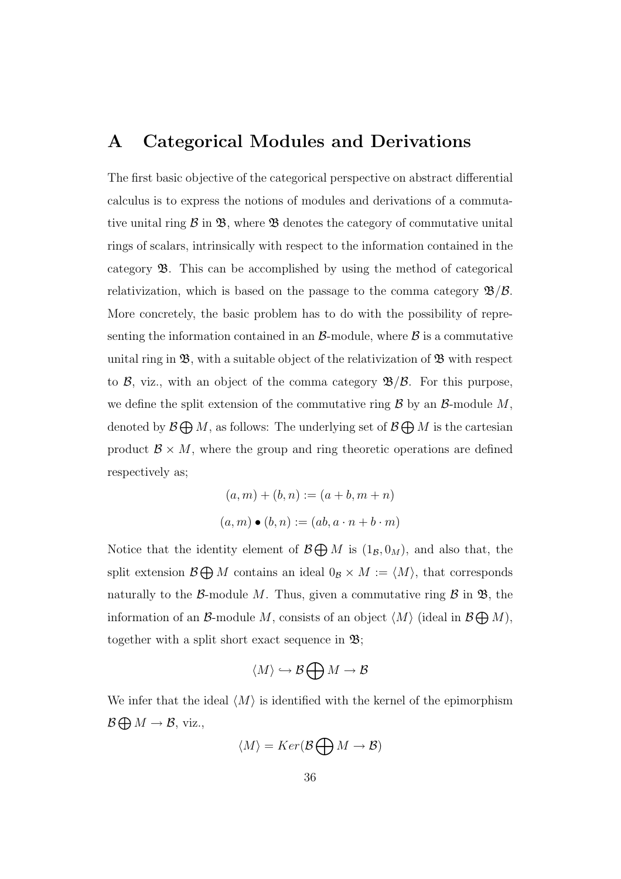# A Categorical Modules and Derivations

The first basic objective of the categorical perspective on abstract differential calculus is to express the notions of modules and derivations of a commutative unital ring $\mathcal{B}$ in $\mathfrak{B}$, where $\mathfrak{B}$ denotes the category of commutative unital rings of scalars, intrinsically with respect to the information contained in the category $\mathfrak{B}$. This can be accomplished by using the method of categorical relativization, which is based on the passage to the comma category $\mathfrak{B}/\mathcal{B}$. More concretely, the basic problem has to do with the possibility of representing the information contained in an $\mathcal{B}$-module, where $\mathcal{B}$ is a commutative unital ring in $\mathfrak{B}$, with a suitable object of the relativization of $\mathfrak{B}$ with respect to $\mathcal{B}$, viz., with an object of the comma category $\mathfrak{B}/\mathcal{B}$. For this purpose, we define the split extension of the commutative ring $\mathcal{B}$ by an $\mathcal{B}$-module $M$, denoted by $\mathcal{B} \bigoplus M$, as follows: The underlying set of $\mathcal{B} \bigoplus M$ is the cartesian product $\mathcal{B} \times M$, where the group and ring theoretic operations are defined respectively as;

$$(a, m) + (b, n) := (a + b, m + n)$$

$$(a, m) \bullet (b, n) := (ab, a \cdot n + b \cdot m)$$

Notice that the identity element of $\mathcal{B} \bigoplus M$ is $(1_{\mathcal{B}}, 0_M)$, and also that, the split extension $\mathcal{B} \bigoplus M$ contains an ideal $0_{\mathcal{B}} \times M := \langle M \rangle$, that corresponds naturally to the $\mathcal{B}$-module $M$. Thus, given a commutative ring $\mathcal{B}$ in $\mathfrak{B}$, the information of an $\mathcal{B}$-module $M$, consists of an object $\langle M \rangle$ (ideal in $\mathcal{B} \bigoplus M$), together with a split short exact sequence in $\mathfrak{B}$;

$$\langle M \rangle \hookrightarrow \mathcal{B} \bigoplus M \to \mathcal{B}$$

We infer that the ideal $\langle M \rangle$ is identified with the kernel of the epimorphism $\mathcal{B} \bigoplus M \to \mathcal{B}$, viz.,

$$\langle M \rangle = Ker(\mathcal{B} \bigoplus M \to \mathcal{B})$$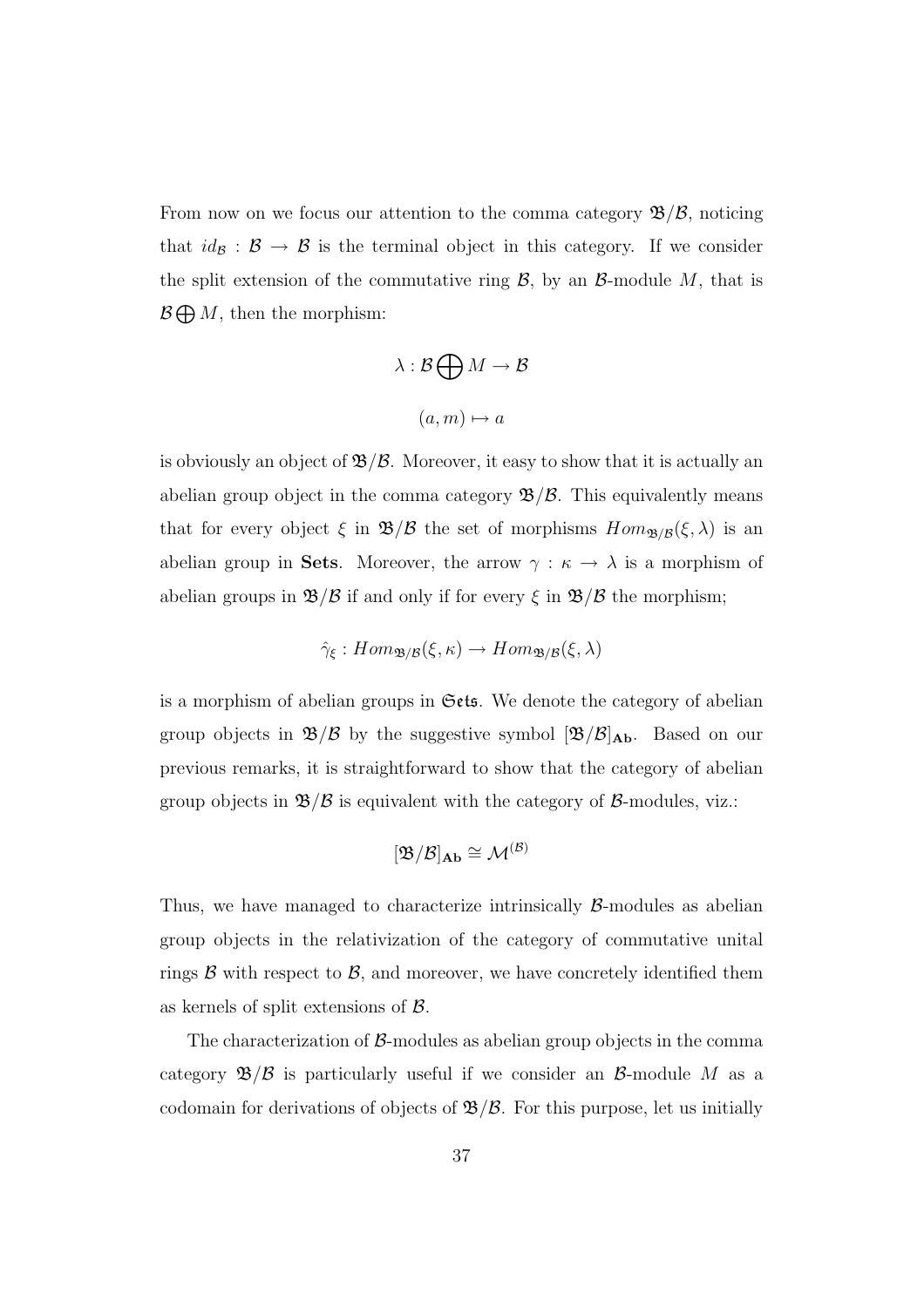From now on we focus our attention to the comma category $\mathfrak{B}/\mathcal{B}$, noticing that $id_{\mathcal{B}} : \mathcal{B} \to \mathcal{B}$ is the terminal object in this category. If we consider the split extension of the commutative ring $\mathcal{B}$, by an $\mathcal{B}$-module $M$, that is $\mathcal{B} \bigoplus M$, then the morphism:

$$\lambda : \mathcal{B} \bigoplus M \to \mathcal{B}$$

$$(a, m) \mapsto a$$

is obviously an object of $\mathfrak{B}/\mathcal{B}$. Moreover, it easy to show that it is actually an abelian group object in the comma category $\mathfrak{B}/\mathcal{B}$. This equivalently means that for every object $\xi$ in $\mathfrak{B}/\mathcal{B}$ the set of morphisms $Hom_{\mathfrak{B}/\mathcal{B}}(\xi, \lambda)$ is an abelian group in **Sets**. Moreover, the arrow $\gamma : \kappa \to \lambda$ is a morphism of abelian groups in $\mathfrak{B}/\mathcal{B}$ if and only if for every $\xi$ in $\mathfrak{B}/\mathcal{B}$ the morphism;

$$\hat{\gamma}_{\xi} : Hom_{\mathfrak{B}/\mathcal{B}}(\xi, \kappa) \to Hom_{\mathfrak{B}/\mathcal{B}}(\xi, \lambda)$$

is a morphism of abelian groups in $\mathfrak{Sets}$. We denote the category of abelian group objects in $\mathfrak{B}/\mathcal{B}$ by the suggestive symbol $[\mathfrak{B}/\mathcal{B}]_{\mathbf{Ab}}$. Based on our previous remarks, it is straightforward to show that the category of abelian group objects in $\mathfrak{B}/\mathcal{B}$ is equivalent with the category of $\mathcal{B}$-modules, viz.:

$$[\mathfrak{B}/\mathcal{B}]_{\mathbf{Ab}} \cong \mathcal{M}^{(\mathcal{B})}$$

Thus, we have managed to characterize intrinsically $\mathcal{B}$-modules as abelian group objects in the relativization of the category of commutative unital rings $\mathcal{B}$ with respect to $\mathcal{B}$, and moreover, we have concretely identified them as kernels of split extensions of $\mathcal{B}$.

The characterization of $\mathcal{B}$-modules as abelian group objects in the comma category $\mathfrak{B}/\mathcal{B}$ is particularly useful if we consider an $\mathcal{B}$-module $M$ as a codomain for derivations of objects of $\mathfrak{B}/\mathcal{B}$. For this purpose, let us initially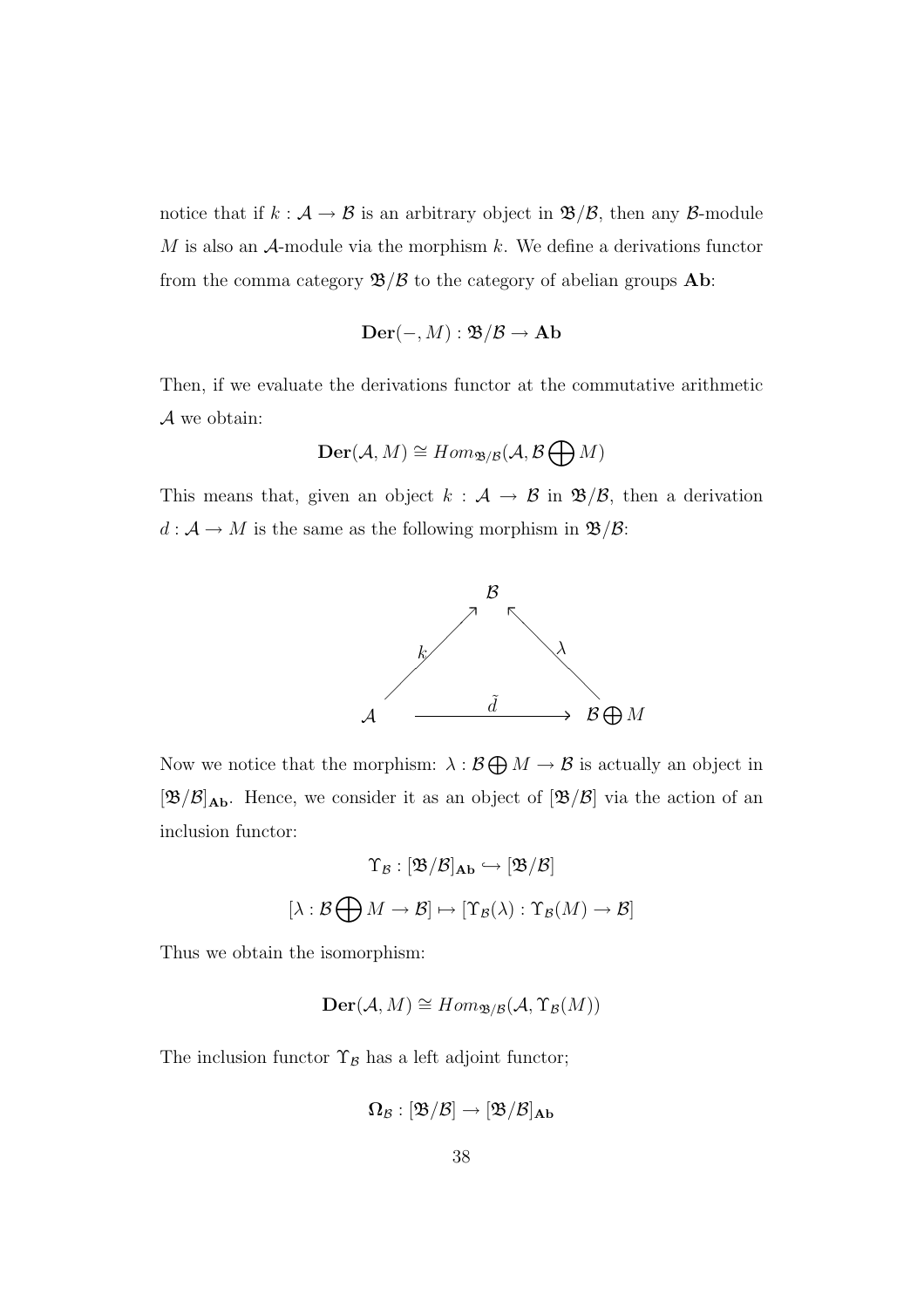notice that if $k : \mathcal{A} \to \mathcal{B}$ is an arbitrary object in $\mathfrak{B}/\mathcal{B}$, then any $\mathcal{B}$-module $M$ is also an $\mathcal{A}$-module via the morphism $k$. We define a derivations functor from the comma category $\mathfrak{B}/\mathcal{B}$ to the category of abelian groups $\mathbf{Ab}$:

$$\mathbf{Der}(-, M) : \mathfrak{B}/\mathcal{B} \to \mathbf{Ab}$$

Then, if we evaluate the derivations functor at the commutative arithmetic $\mathcal{A}$ we obtain:

$$\mathbf{Der}(\mathcal{A}, M) \cong Hom_{\mathfrak{B}/\mathcal{B}}(\mathcal{A}, \mathcal{B} \bigoplus M)$$

This means that, given an object $k : \mathcal{A} \to \mathcal{B}$ in $\mathfrak{B}/\mathcal{B}$, then a derivation $d : \mathcal{A} \to M$ is the same as the following morphism in $\mathfrak{B}/\mathcal{B}$:

$$\begin{array}{ccccc} & & \mathcal{B} & & \\ & \overset{k}{\nearrow} & & \overset{\lambda}{\nwarrow} & \\ \mathcal{A} & & \xrightarrow{\quad \tilde{d} \quad} & & \mathcal{B} \bigoplus M \end{array}$$

Now we notice that the morphism: $\lambda : \mathcal{B} \bigoplus M \to \mathcal{B}$ is actually an object in $[\mathfrak{B}/\mathcal{B}]_{\mathbf{Ab}}$. Hence, we consider it as an object of $[\mathfrak{B}/\mathcal{B}]$ via the action of an inclusion functor:

$$\Upsilon_{\mathcal{B}} : [\mathfrak{B}/\mathcal{B}]_{\mathbf{Ab}} \hookrightarrow [\mathfrak{B}/\mathcal{B}]$$

$$[\lambda : \mathcal{B} \bigoplus M \to \mathcal{B}] \mapsto [\Upsilon_{\mathcal{B}}(\lambda) : \Upsilon_{\mathcal{B}}(M) \to \mathcal{B}]$$

Thus we obtain the isomorphism:

$$\mathbf{Der}(\mathcal{A}, M) \cong Hom_{\mathfrak{B}/\mathcal{B}}(\mathcal{A}, \Upsilon_{\mathcal{B}}(M))$$

The inclusion functor $\Upsilon_{\mathcal{B}}$ has a left adjoint functor;

$$\mathbf{\Omega}_{\mathcal{B}} : [\mathfrak{B}/\mathcal{B}] \to [\mathfrak{B}/\mathcal{B}]_{\mathbf{Ab}}$$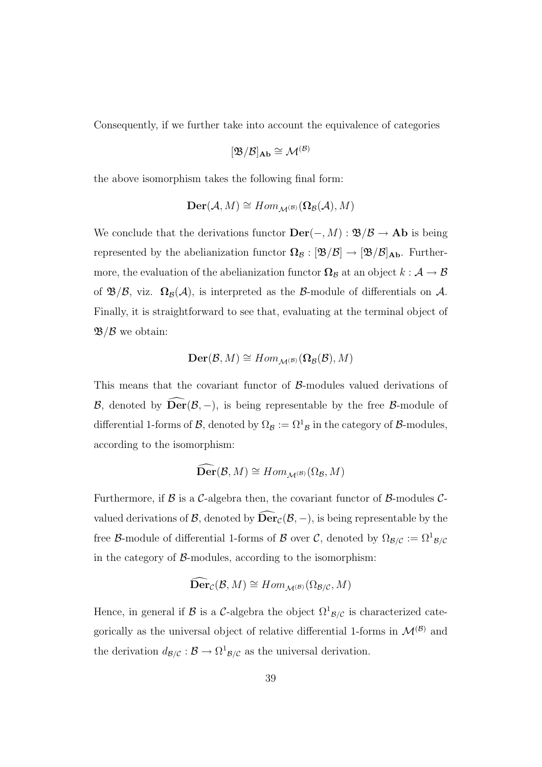Consequently, if we further take into account the equivalence of categories

$$[\mathfrak{B}/\mathcal{B}]_{\mathbf{Ab}} \cong \mathcal{M}^{(\mathcal{B})}$$

the above isomorphism takes the following final form:

$$\mathbf{Der}(\mathcal{A}, M) \cong Hom_{\mathcal{M}^{(\mathcal{B})}}(\mathbf{\Omega}_{\mathcal{B}}(\mathcal{A}), M)$$

We conclude that the derivations functor $\mathbf{Der}(-, M) : \mathfrak{B}/\mathcal{B} \to \mathbf{Ab}$ is being represented by the abelianization functor $\mathbf{\Omega}_{\mathcal{B}} : [\mathfrak{B}/\mathcal{B}] \to [\mathfrak{B}/\mathcal{B}]_{\mathbf{Ab}}$. Furthermore, the evaluation of the abelianization functor $\mathbf{\Omega}_{\mathcal{B}}$ at an object $k : \mathcal{A} \to \mathcal{B}$ of $\mathfrak{B}/\mathcal{B}$, viz. $\mathbf{\Omega}_{\mathcal{B}}(\mathcal{A})$, is interpreted as the $\mathcal{B}$-module of differentials on $\mathcal{A}$. Finally, it is straightforward to see that, evaluating at the terminal object of $\mathfrak{B}/\mathcal{B}$ we obtain:

$$\mathbf{Der}(\mathcal{B}, M) \cong Hom_{\mathcal{M}^{(\mathcal{B})}}(\mathbf{\Omega}_{\mathcal{B}}(\mathcal{B}), M)$$

This means that the covariant functor of $\mathcal{B}$-modules valued derivations of $\mathcal{B}$, denoted by $\widehat{\mathbf{Der}}(\mathcal{B}, -)$, is being representable by the free $\mathcal{B}$-module of differential 1-forms of $\mathcal{B}$, denoted by $\Omega_{\mathcal{B}} := \Omega^1{}_{\mathcal{B}}$ in the category of $\mathcal{B}$-modules, according to the isomorphism:

$$\widehat{\mathbf{Der}}(\mathcal{B}, M) \cong Hom_{\mathcal{M}^{(\mathcal{B})}}(\Omega_{\mathcal{B}}, M)$$

Furthermore, if $\mathcal{B}$ is a $\mathcal{C}$-algebra then, the covariant functor of $\mathcal{B}$-modules $\mathcal{C}$-valued derivations of $\mathcal{B}$, denoted by $\widehat{\mathbf{Der}}_{\mathcal{C}}(\mathcal{B}, -)$, is being representable by the free $\mathcal{B}$-module of differential 1-forms of $\mathcal{B}$ over $\mathcal{C}$, denoted by $\Omega_{\mathcal{B}/\mathcal{C}} := \Omega^1{}_{\mathcal{B}/\mathcal{C}}$ in the category of $\mathcal{B}$-modules, according to the isomorphism:

$$\widehat{\mathbf{Der}}_{\mathcal{C}}(\mathcal{B}, M) \cong Hom_{\mathcal{M}^{(\mathcal{B})}}(\Omega_{\mathcal{B}/\mathcal{C}}, M)$$

Hence, in general if $\mathcal{B}$ is a $\mathcal{C}$-algebra the object $\Omega^1{}_{\mathcal{B}/\mathcal{C}}$ is characterized categorically as the universal object of relative differential 1-forms in $\mathcal{M}^{(\mathcal{B})}$ and the derivation $d_{\mathcal{B}/\mathcal{C}} : \mathcal{B} \to \Omega^1{}_{\mathcal{B}/\mathcal{C}}$ as the universal derivation.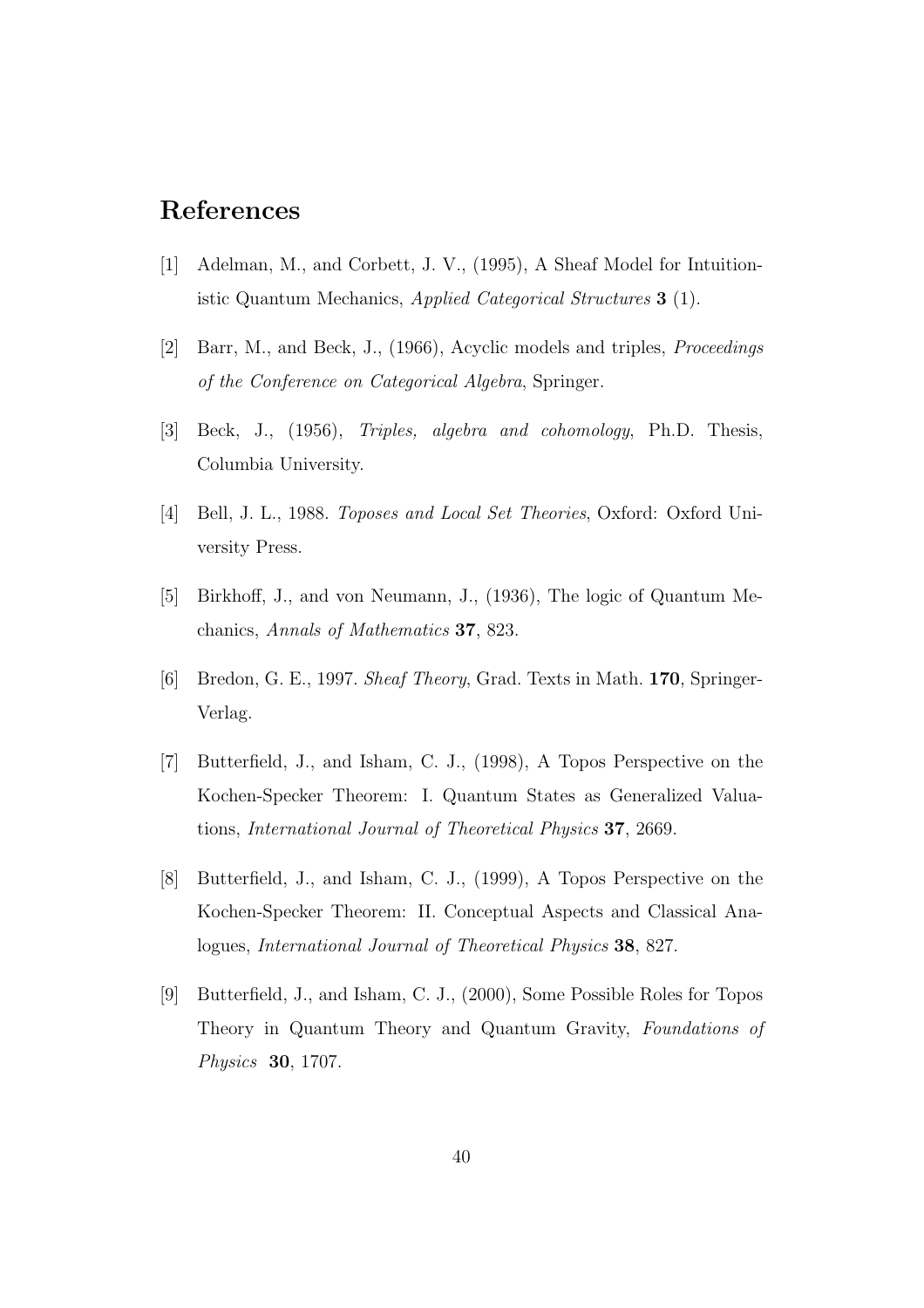## References

[1] Adelman, M., and Corbett, J. V., (1995), A Sheaf Model for Intuitionistic Quantum Mechanics, *Applied Categorical Structures* **3** (1).

[2] Barr, M., and Beck, J., (1966), Acyclic models and triples, *Proceedings of the Conference on Categorical Algebra*, Springer.

[3] Beck, J., (1956), *Triples, algebra and cohomology*, Ph.D. Thesis, Columbia University.

[4] Bell, J. L., 1988. *Toposes and Local Set Theories*, Oxford: Oxford University Press.

[5] Birkhoff, J., and von Neumann, J., (1936), The logic of Quantum Mechanics, *Annals of Mathematics* **37**, 823.

[6] Bredon, G. E., 1997. *Sheaf Theory*, Grad. Texts in Math. **170**, Springer-Verlag.

[7] Butterfield, J., and Isham, C. J., (1998), A Topos Perspective on the Kochen-Specker Theorem: I. Quantum States as Generalized Valuations, *International Journal of Theoretical Physics* **37**, 2669.

[8] Butterfield, J., and Isham, C. J., (1999), A Topos Perspective on the Kochen-Specker Theorem: II. Conceptual Aspects and Classical Analogues, *International Journal of Theoretical Physics* **38**, 827.

[9] Butterfield, J., and Isham, C. J., (2000), Some Possible Roles for Topos Theory in Quantum Theory and Quantum Gravity, *Foundations of Physics* **30**, 1707.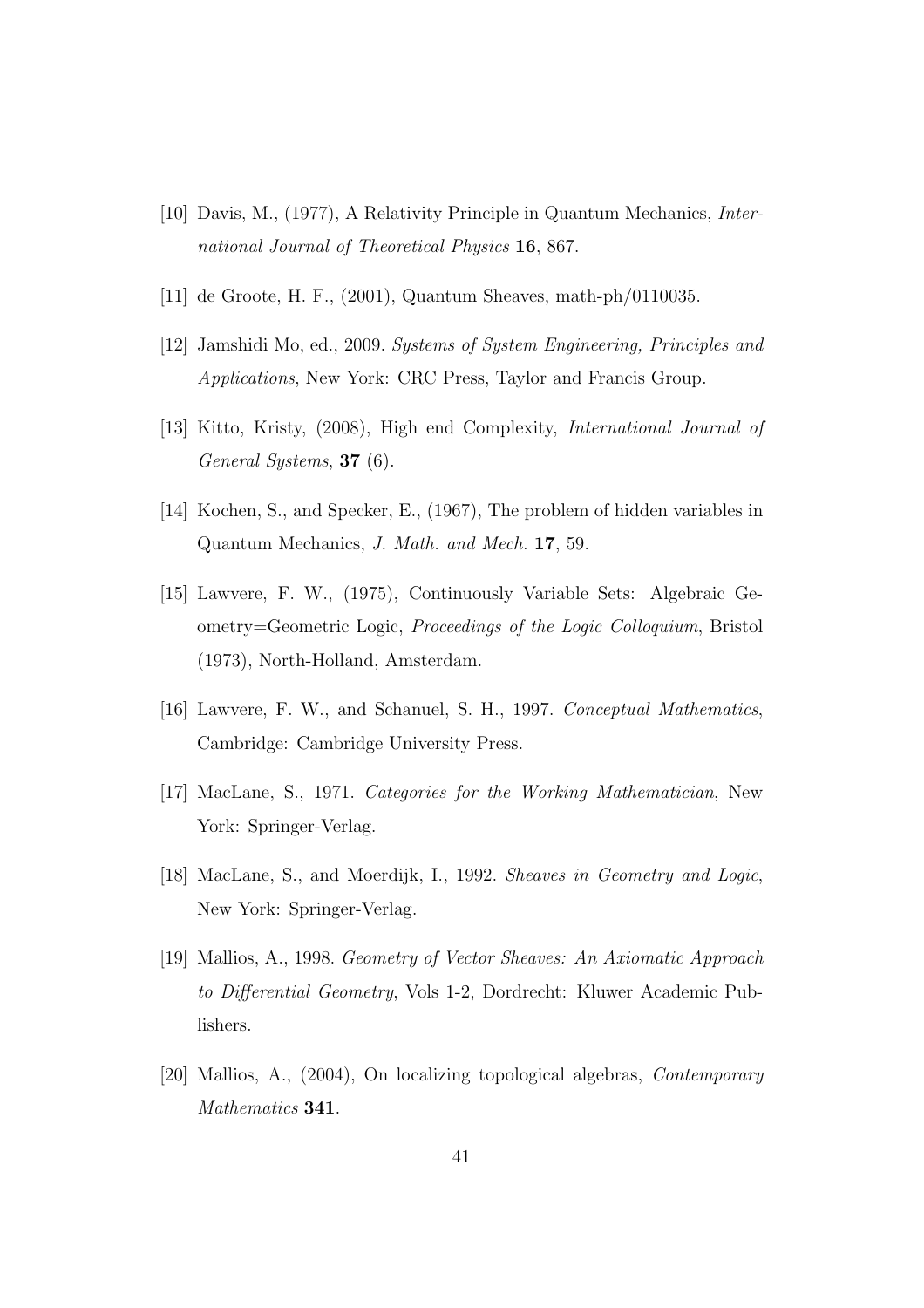[10] Davis, M., (1977), A Relativity Principle in Quantum Mechanics, *International Journal of Theoretical Physics* **16**, 867.

[11] de Groote, H. F., (2001), Quantum Sheaves, math-ph/0110035.

[12] Jamshidi Mo, ed., 2009. *Systems of System Engineering, Principles and Applications*, New York: CRC Press, Taylor and Francis Group.

[13] Kitto, Kristy, (2008), High end Complexity, *International Journal of General Systems*, **37** (6).

[14] Kochen, S., and Specker, E., (1967), The problem of hidden variables in Quantum Mechanics, *J. Math. and Mech.* **17**, 59.

[15] Lawvere, F. W., (1975), Continuously Variable Sets: Algebraic Geometry=Geometric Logic, *Proceedings of the Logic Colloquium*, Bristol (1973), North-Holland, Amsterdam.

[16] Lawvere, F. W., and Schanuel, S. H., 1997. *Conceptual Mathematics*, Cambridge: Cambridge University Press.

[17] MacLane, S., 1971. *Categories for the Working Mathematician*, New York: Springer-Verlag.

[18] MacLane, S., and Moerdijk, I., 1992. *Sheaves in Geometry and Logic*, New York: Springer-Verlag.

[19] Mallios, A., 1998. *Geometry of Vector Sheaves: An Axiomatic Approach to Differential Geometry*, Vols 1-2, Dordrecht: Kluwer Academic Publishers.

[20] Mallios, A., (2004), On localizing topological algebras, *Contemporary Mathematics* **341**.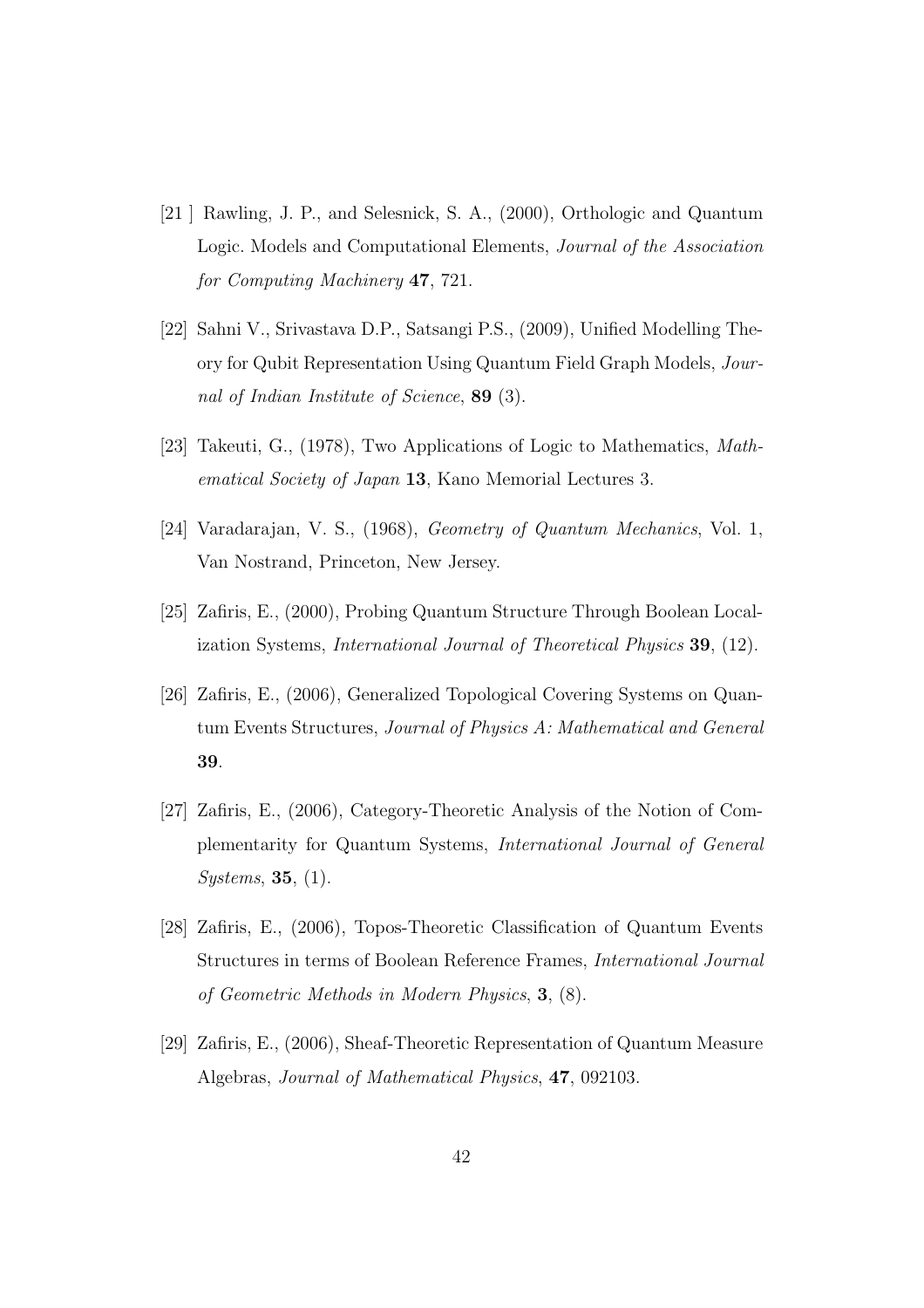[21 ] Rawling, J. P., and Selesnick, S. A., (2000), Orthologic and Quantum Logic. Models and Computational Elements, *Journal of the Association for Computing Machinery* **47**, 721.

[22] Sahni V., Srivastava D.P., Satsangi P.S., (2009), Unified Modelling Theory for Qubit Representation Using Quantum Field Graph Models, *Journal of Indian Institute of Science*, **89** (3).

[23] Takeuti, G., (1978), Two Applications of Logic to Mathematics, *Mathematical Society of Japan* **13**, Kano Memorial Lectures 3.

[24] Varadarajan, V. S., (1968), *Geometry of Quantum Mechanics*, Vol. 1, Van Nostrand, Princeton, New Jersey.

[25] Zafiris, E., (2000), Probing Quantum Structure Through Boolean Localization Systems, *International Journal of Theoretical Physics* **39**, (12).

[26] Zafiris, E., (2006), Generalized Topological Covering Systems on Quantum Events Structures, *Journal of Physics A: Mathematical and General* **39**.

[27] Zafiris, E., (2006), Category-Theoretic Analysis of the Notion of Complementarity for Quantum Systems, *International Journal of General Systems*, **35**, (1).

[28] Zafiris, E., (2006), Topos-Theoretic Classification of Quantum Events Structures in terms of Boolean Reference Frames, *International Journal of Geometric Methods in Modern Physics*, **3**, (8).

[29] Zafiris, E., (2006), Sheaf-Theoretic Representation of Quantum Measure Algebras, *Journal of Mathematical Physics*, **47**, 092103.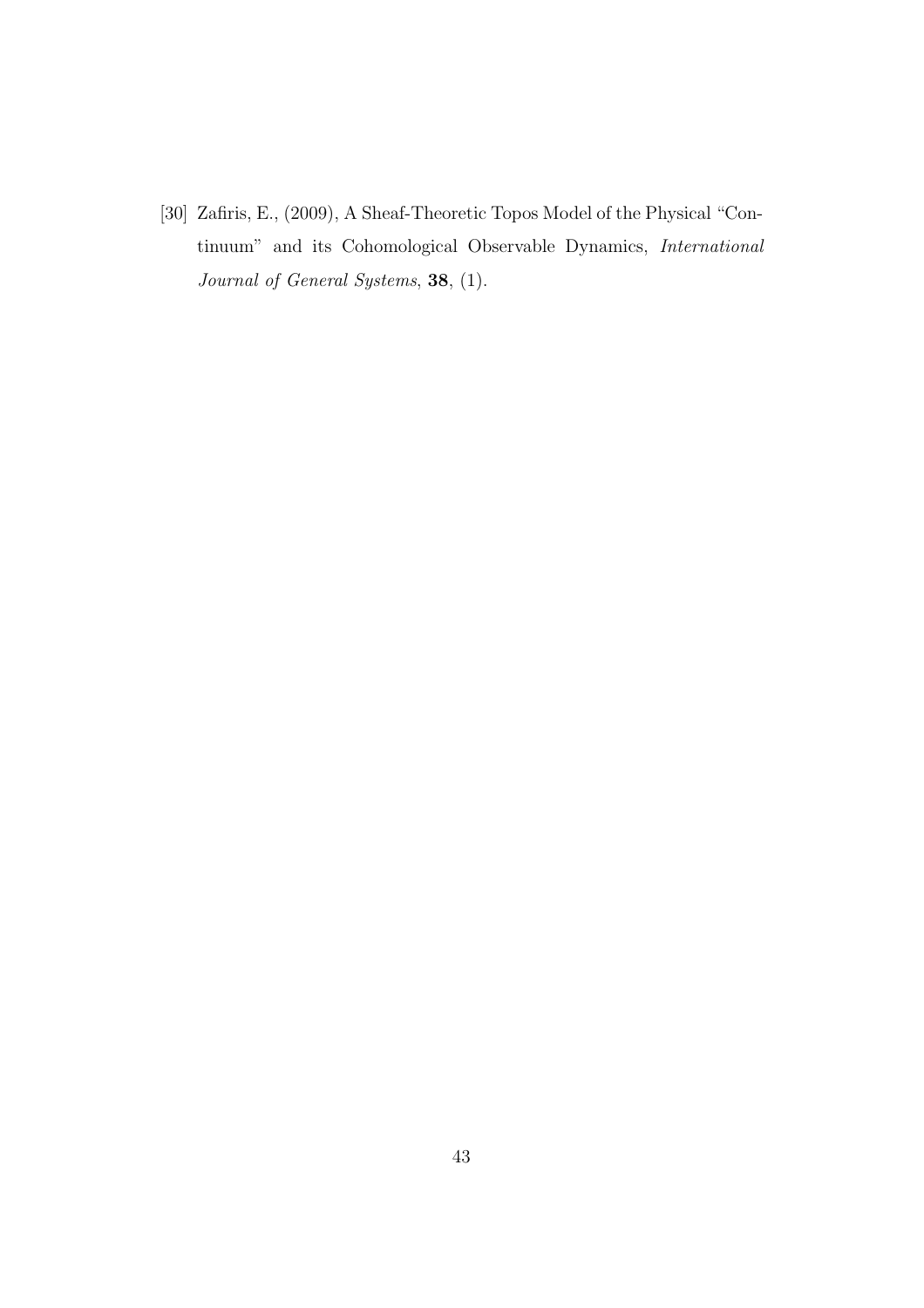[30] Zafiris, E., (2009), A Sheaf-Theoretic Topos Model of the Physical "Continuum" and its Cohomological Observable Dynamics, *International Journal of General Systems*, **38**, (1).